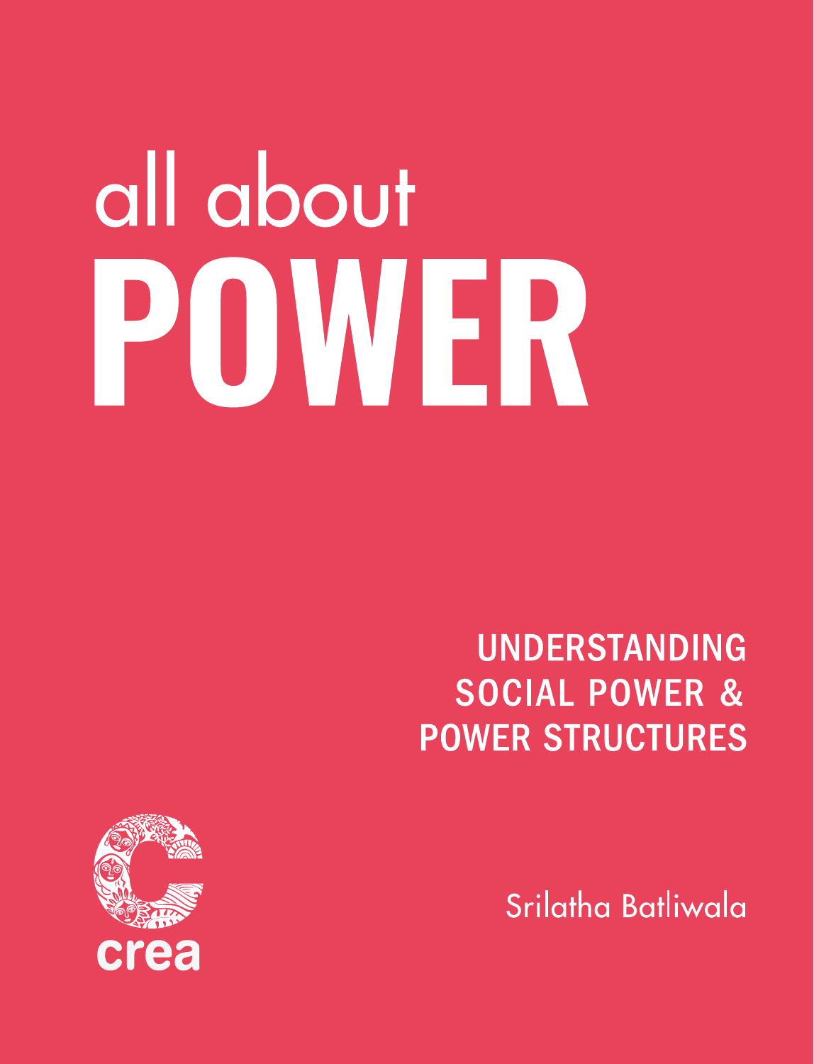# all about POWER

## UNDERSTANDING SOCIAL POWER & POWER STRUCTURES

crea

Srilatha Batliwala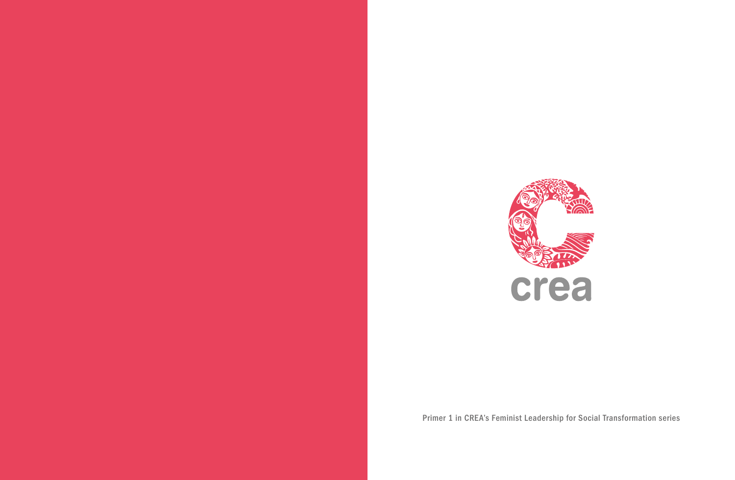crea

Primer 1 in CREA's Feminist Leadership for Social Transformation series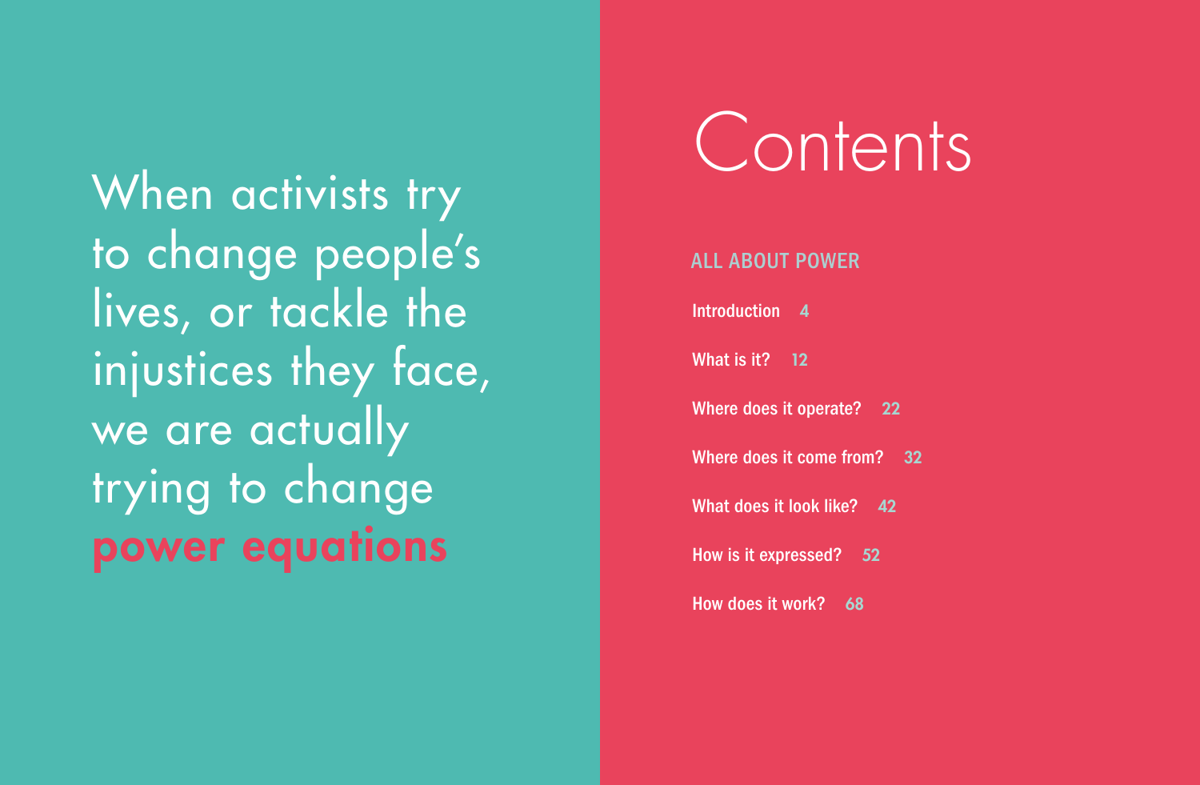When activists try to change people's lives, or tackle the injustices they face, we are actually trying to change **power equations**

# Contents

## ALL ABOUT POWER

- Introduction 4
- What is it? 12
- Where does it operate? 22
- Where does it come from? 32
- What does it look like? 42
- How is it expressed? 52
- How does it work? 68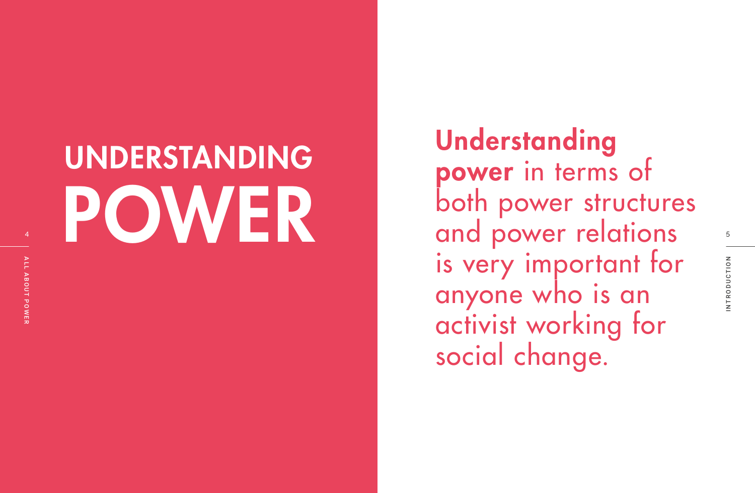# UNDERSTANDING POWER

**Understanding power** in terms of both power structures and power relations is very important for anyone who is an activist working for social change.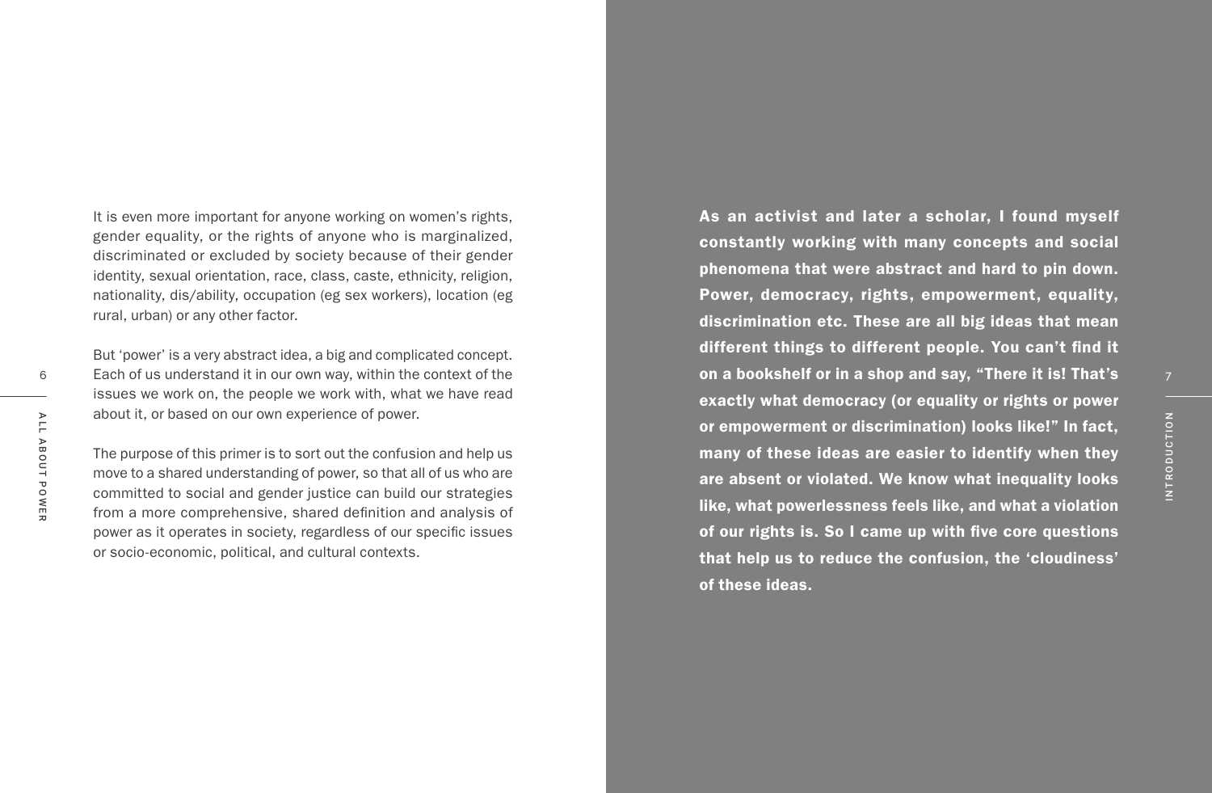It is even more important for anyone working on women's rights, gender equality, or the rights of anyone who is marginalized, discriminated or excluded by society because of their gender identity, sexual orientation, race, class, caste, ethnicity, religion, nationality, dis/ability, occupation (eg sex workers), location (eg rural, urban) or any other factor.

But 'power' is a very abstract idea, a big and complicated concept. Each of us understand it in our own way, within the context of the issues we work on, the people we work with, what we have read about it, or based on our own experience of power.

The purpose of this primer is to sort out the confusion and help us move to a shared understanding of power, so that all of us who are committed to social and gender justice can build our strategies from a more comprehensive, shared definition and analysis of power as it operates in society, regardless of our specific issues or socio-economic, political, and cultural contexts.

**As an activist and later a scholar, I found myself constantly working with many concepts and social phenomena that were abstract and hard to pin down. Power, democracy, rights, empowerment, equality, discrimination etc. These are all big ideas that mean different things to different people. You can't find it on a bookshelf or in a shop and say, "There it is! That's exactly what democracy (or equality or rights or power or empowerment or discrimination) looks like!" In fact, many of these ideas are easier to identify when they are absent or violated. We know what inequality looks like, what powerlessness feels like, and what a violation of our rights is. So I came up with five core questions that help us to reduce the confusion, the 'cloudiness' of these ideas.**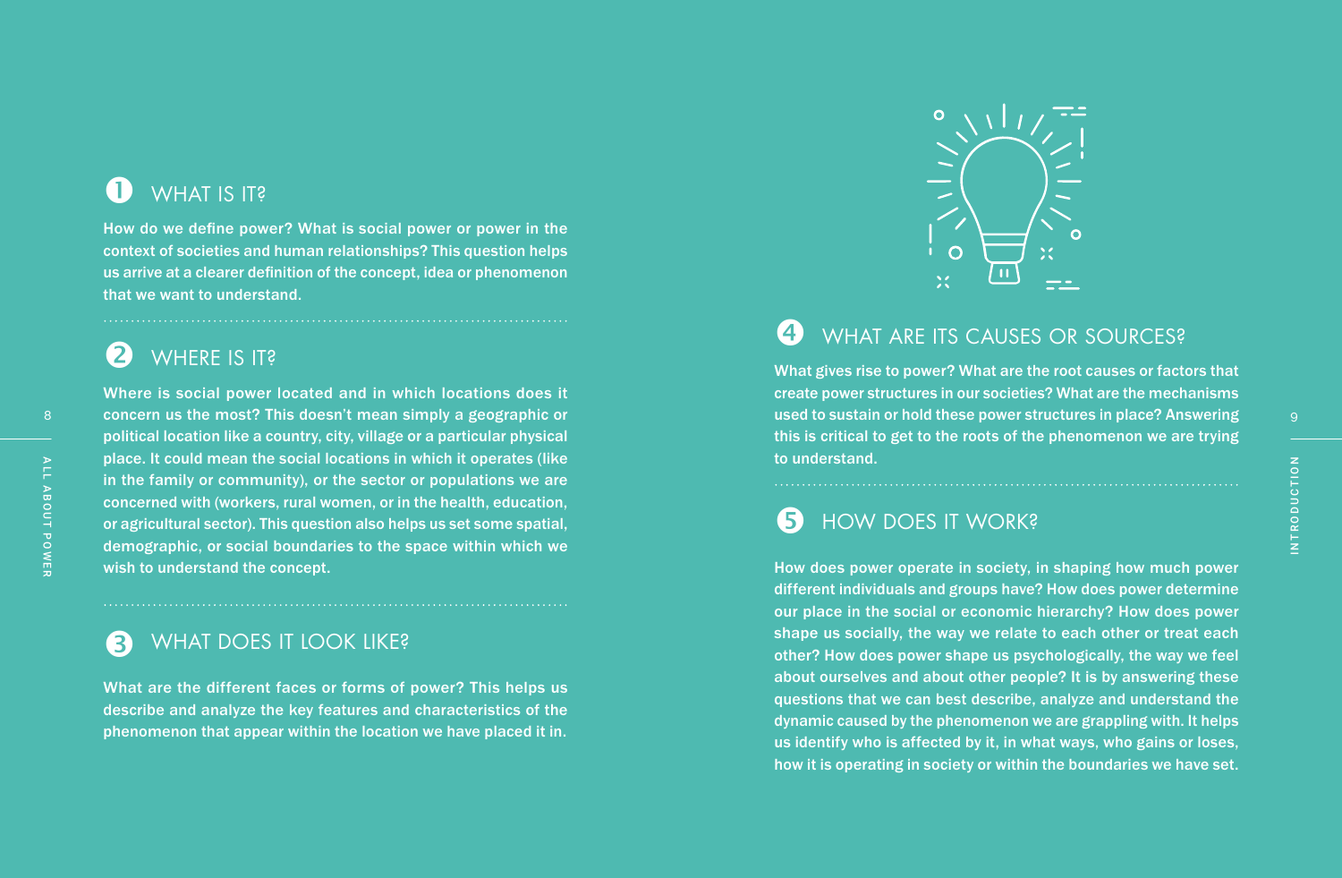## 1 WHAT IS IT?

How do we define power? What is social power or power in the context of societies and human relationships? This question helps us arrive at a clearer definition of the concept, idea or phenomenon that we want to understand.

## 2 WHERE IS IT?

Where is social power located and in which locations does it concern us the most? This doesn't mean simply a geographic or political location like a country, city, village or a particular physical place. It could mean the social locations in which it operates (like in the family or community), or the sector or populations we are concerned with (workers, rural women, or in the health, education, or agricultural sector). This question also helps us set some spatial, demographic, or social boundaries to the space within which we wish to understand the concept.

## 3 WHAT DOES IT LOOK LIKE?

What are the different faces or forms of power? This helps us describe and analyze the key features and characteristics of the phenomenon that appear within the location we have placed it in.

## 4 WHAT ARE ITS CAUSES OR SOURCES?

What gives rise to power? What are the root causes or factors that create power structures in our societies? What are the mechanisms used to sustain or hold these power structures in place? Answering this is critical to get to the roots of the phenomenon we are trying to understand.

## 5 HOW DOES IT WORK?

How does power operate in society, in shaping how much power different individuals and groups have? How does power determine our place in the social or economic hierarchy? How does power shape us socially, the way we relate to each other or treat each other? How does power shape us psychologically, the way we feel about ourselves and about other people? It is by answering these questions that we can best describe, analyze and understand the dynamic caused by the phenomenon we are grappling with. It helps us identify who is affected by it, in what ways, who gains or loses, how it is operating in society or within the boundaries we have set.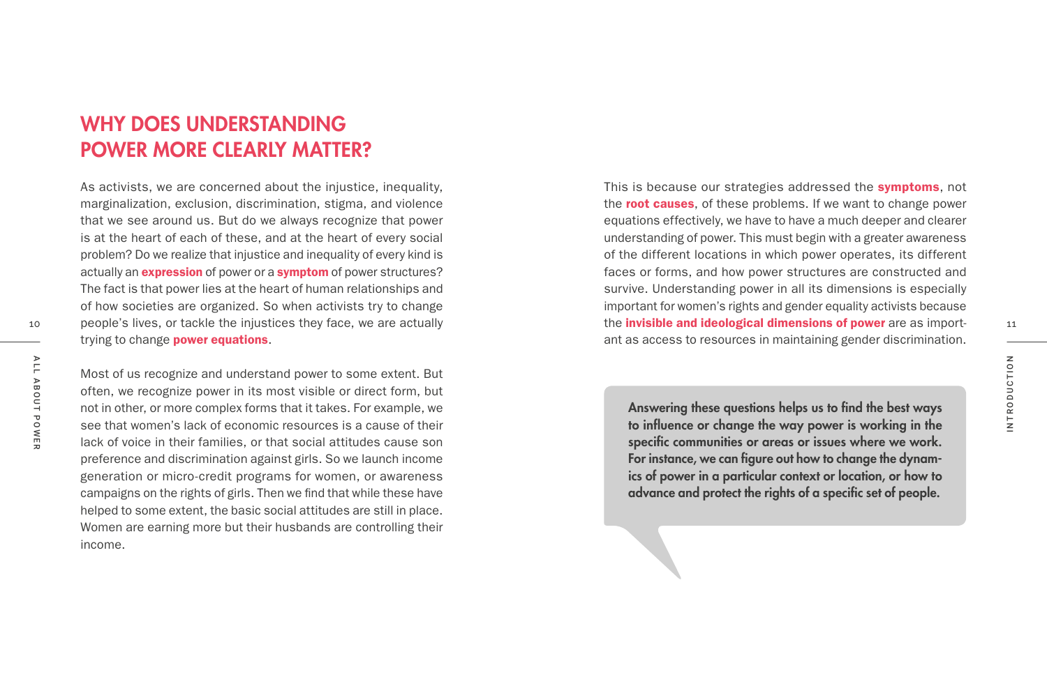## WHY DOES UNDERSTANDING POWER MORE CLEARLY MATTER?

As activists, we are concerned about the injustice, inequality, marginalization, exclusion, discrimination, stigma, and violence that we see around us. But do we always recognize that power is at the heart of each of these, and at the heart of every social problem? Do we realize that injustice and inequality of every kind is actually an **expression** of power or a **symptom** of power structures? The fact is that power lies at the heart of human relationships and of how societies are organized. So when activists try to change people's lives, or tackle the injustices they face, we are actually trying to change **power equations**.

Most of us recognize and understand power to some extent. But often, we recognize power in its most visible or direct form, but not in other, or more complex forms that it takes. For example, we see that women's lack of economic resources is a cause of their lack of voice in their families, or that social attitudes cause son preference and discrimination against girls. So we launch income generation or micro-credit programs for women, or awareness campaigns on the rights of girls. Then we find that while these have helped to some extent, the basic social attitudes are still in place. Women are earning more but their husbands are controlling their income.

This is because our strategies addressed the **symptoms**, not the **root causes**, of these problems. If we want to change power equations effectively, we have to have a much deeper and clearer understanding of power. This must begin with a greater awareness of the different locations in which power operates, its different faces or forms, and how power structures are constructed and survive. Understanding power in all its dimensions is especially important for women's rights and gender equality activists because the **invisible and ideological dimensions of power** are as important as access to resources in maintaining gender discrimination.

**Answering these questions helps us to find the best ways to influence or change the way power is working in the specific communities or areas or issues where we work. For instance, we can figure out how to change the dynamics of power in a particular context or location, or how to advance and protect the rights of a specific set of people.**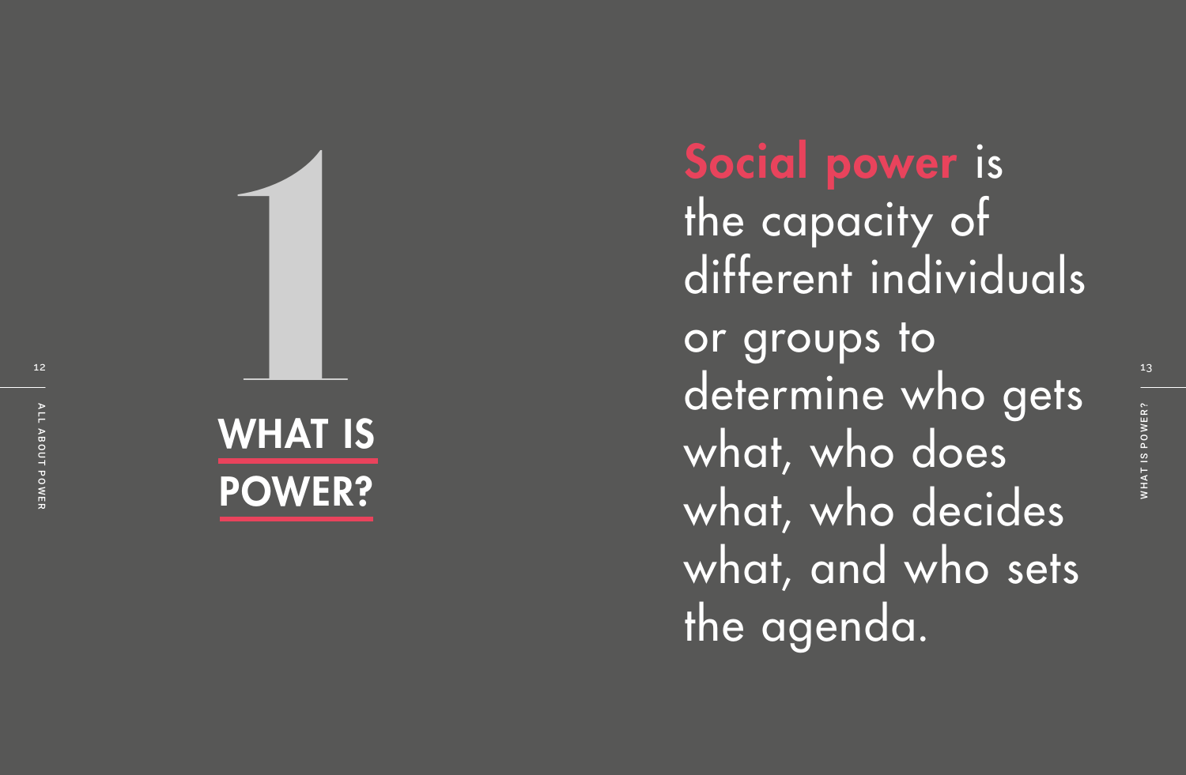# 1 WHAT IS POWER?

**Social power** is the capacity of different individuals or groups to determine who gets what, who does what, who decides what, and who sets the agenda.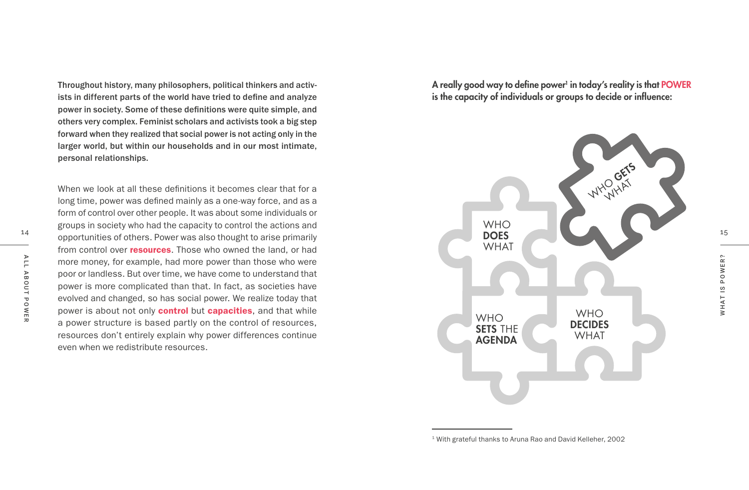**Throughout history, many philosophers, political thinkers and activists in different parts of the world have tried to define and analyze power in society. Some of these definitions were quite simple, and others very complex. Feminist scholars and activists took a big step forward when they realized that social power is not acting only in the larger world, but within our households and in our most intimate, personal relationships.**

When we look at all these definitions it becomes clear that for a long time, power was defined mainly as a one-way force, and as a form of control over other people. It was about some individuals or groups in society who had the capacity to control the actions and opportunities of others. Power was also thought to arise primarily from control over **resources**. Those who owned the land, or had more money, for example, had more power than those who were poor or landless. But over time, we have come to understand that power is more complicated than that. In fact, as societies have evolved and changed, so has social power. We realize today that power is about not only **control** but **capacities**, and that while a power structure is based partly on the control of resources, resources don't entirely explain why power differences continue even when we redistribute resources.

**A really good way to define power[1] in today's reality is that POWER is the capacity of individuals or groups to decide or influence:**

WHO **GETS** WHAT

WHO **DOES** WHAT

WHO **SETS** THE **AGENDA**

WHO **DECIDES** WHAT

[1] With grateful thanks to Aruna Rao and David Kelleher, 2002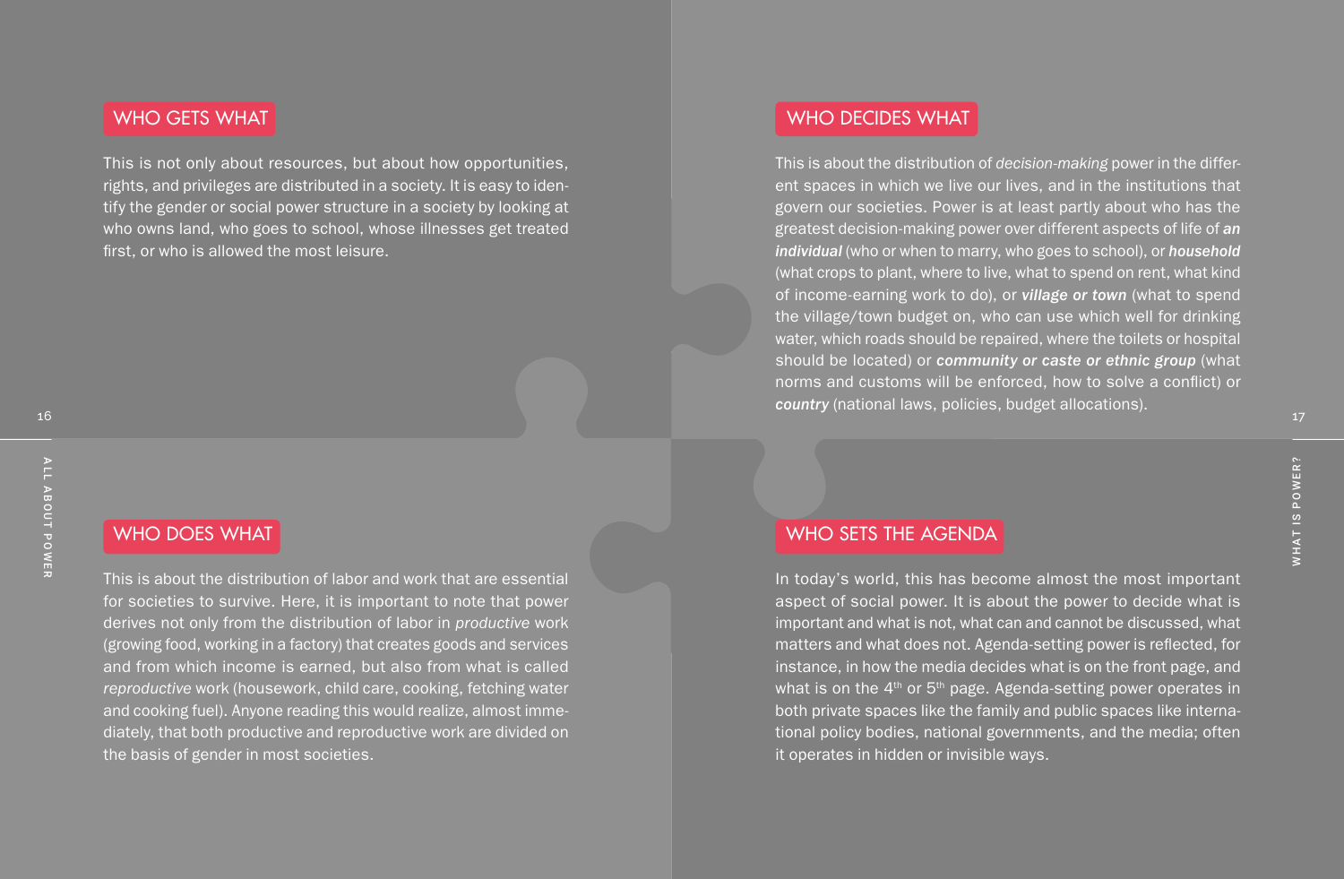## WHO GETS WHAT

This is not only about resources, but about how opportunities, rights, and privileges are distributed in a society. It is easy to identify the gender or social power structure in a society by looking at who owns land, who goes to school, whose illnesses get treated first, or who is allowed the most leisure.

## WHO DECIDES WHAT

This is about the distribution of *decision-making* power in the different spaces in which we live our lives, and in the institutions that govern our societies. Power is at least partly about who has the greatest decision-making power over different aspects of life of ***an individual*** (who or when to marry, who goes to school), or ***household*** (what crops to plant, where to live, what to spend on rent, what kind of income-earning work to do), or ***village or town*** (what to spend the village/town budget on, who can use which well for drinking water, which roads should be repaired, where the toilets or hospital should be located) or ***community or caste or ethnic group*** (what norms and customs will be enforced, how to solve a conflict) or ***country*** (national laws, policies, budget allocations).

## WHO DOES WHAT

This is about the distribution of labor and work that are essential for societies to survive. Here, it is important to note that power derives not only from the distribution of labor in *productive* work (growing food, working in a factory) that creates goods and services and from which income is earned, but also from what is called *reproductive* work (housework, child care, cooking, fetching water and cooking fuel). Anyone reading this would realize, almost immediately, that both productive and reproductive work are divided on the basis of gender in most societies.

## WHO SETS THE AGENDA

In today's world, this has become almost the most important aspect of social power. It is about the power to decide what is important and what is not, what can and cannot be discussed, what matters and what does not. Agenda-setting power is reflected, for instance, in how the media decides what is on the front page, and what is on the 4th or 5th page. Agenda-setting power operates in both private spaces like the family and public spaces like international policy bodies, national governments, and the media; often it operates in hidden or invisible ways.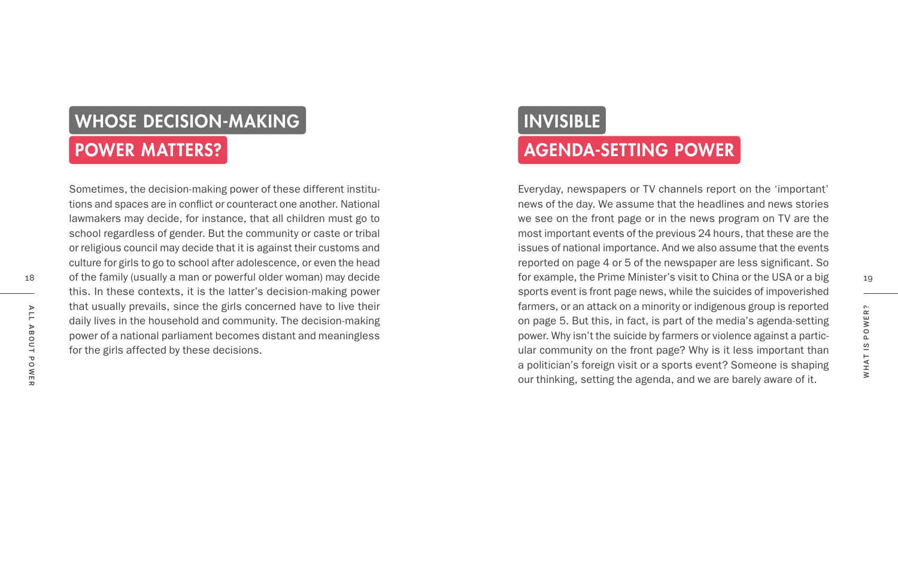## WHOSE DECISION-MAKING POWER MATTERS?

Sometimes, the decision-making power of these different institutions and spaces are in conflict or counteract one another. National lawmakers may decide, for instance, that all children must go to school regardless of gender. But the community or caste or tribal or religious council may decide that it is against their customs and culture for girls to go to school after adolescence, or even the head of the family (usually a man or powerful older woman) may decide this. In these contexts, it is the latter's decision-making power that usually prevails, since the girls concerned have to live their daily lives in the household and community. The decision-making power of a national parliament becomes distant and meaningless for the girls affected by these decisions.

## INVISIBLE AGENDA-SETTING POWER

Everyday, newspapers or TV channels report on the 'important' news of the day. We assume that the headlines and news stories we see on the front page or in the news program on TV are the most important events of the previous 24 hours, that these are the issues of national importance. And we also assume that the events reported on page 4 or 5 of the newspaper are less significant. So for example, the Prime Minister's visit to China or the USA or a big sports event is front page news, while the suicides of impoverished farmers, or an attack on a minority or indigenous group is reported on page 5. But this, in fact, is part of the media's agenda-setting power. Why isn't the suicide by farmers or violence against a particular community on the front page? Why is it less important than a politician's foreign visit or a sports event? Someone is shaping our thinking, setting the agenda, and we are barely aware of it.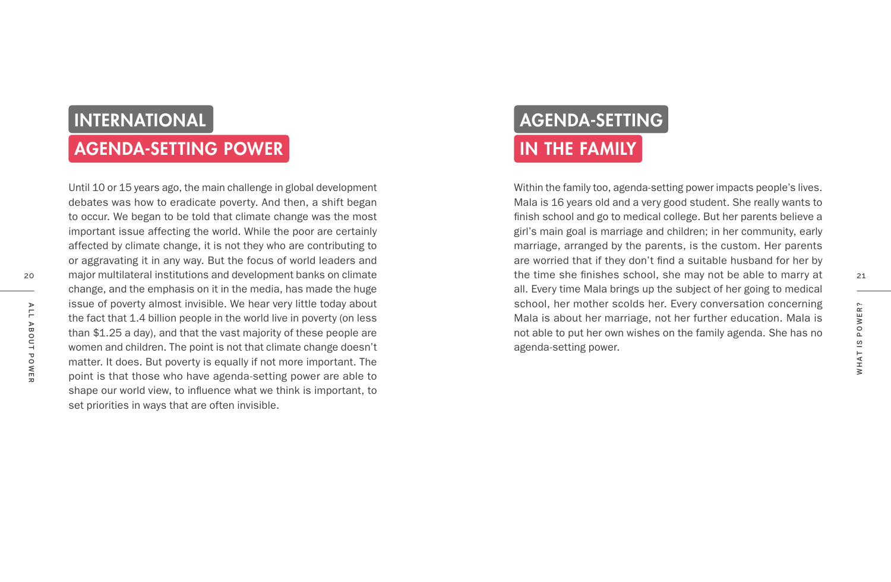## INTERNATIONAL AGENDA-SETTING POWER

Until 10 or 15 years ago, the main challenge in global development debates was how to eradicate poverty. And then, a shift began to occur. We began to be told that climate change was the most important issue affecting the world. While the poor are certainly affected by climate change, it is not they who are contributing to or aggravating it in any way. But the focus of world leaders and major multilateral institutions and development banks on climate change, and the emphasis on it in the media, has made the huge issue of poverty almost invisible. We hear very little today about the fact that 1.4 billion people in the world live in poverty (on less than $1.25 a day), and that the vast majority of these people are women and children. The point is not that climate change doesn't matter. It does. But poverty is equally if not more important. The point is that those who have agenda-setting power are able to shape our world view, to influence what we think is important, to set priorities in ways that are often invisible.

## AGENDA-SETTING IN THE FAMILY

Within the family too, agenda-setting power impacts people's lives. Mala is 16 years old and a very good student. She really wants to finish school and go to medical college. But her parents believe a girl's main goal is marriage and children; in her community, early marriage, arranged by the parents, is the custom. Her parents are worried that if they don't find a suitable husband for her by the time she finishes school, she may not be able to marry at all. Every time Mala brings up the subject of her going to medical school, her mother scolds her. Every conversation concerning Mala is about her marriage, not her further education. Mala is not able to put her own wishes on the family agenda. She has no agenda-setting power.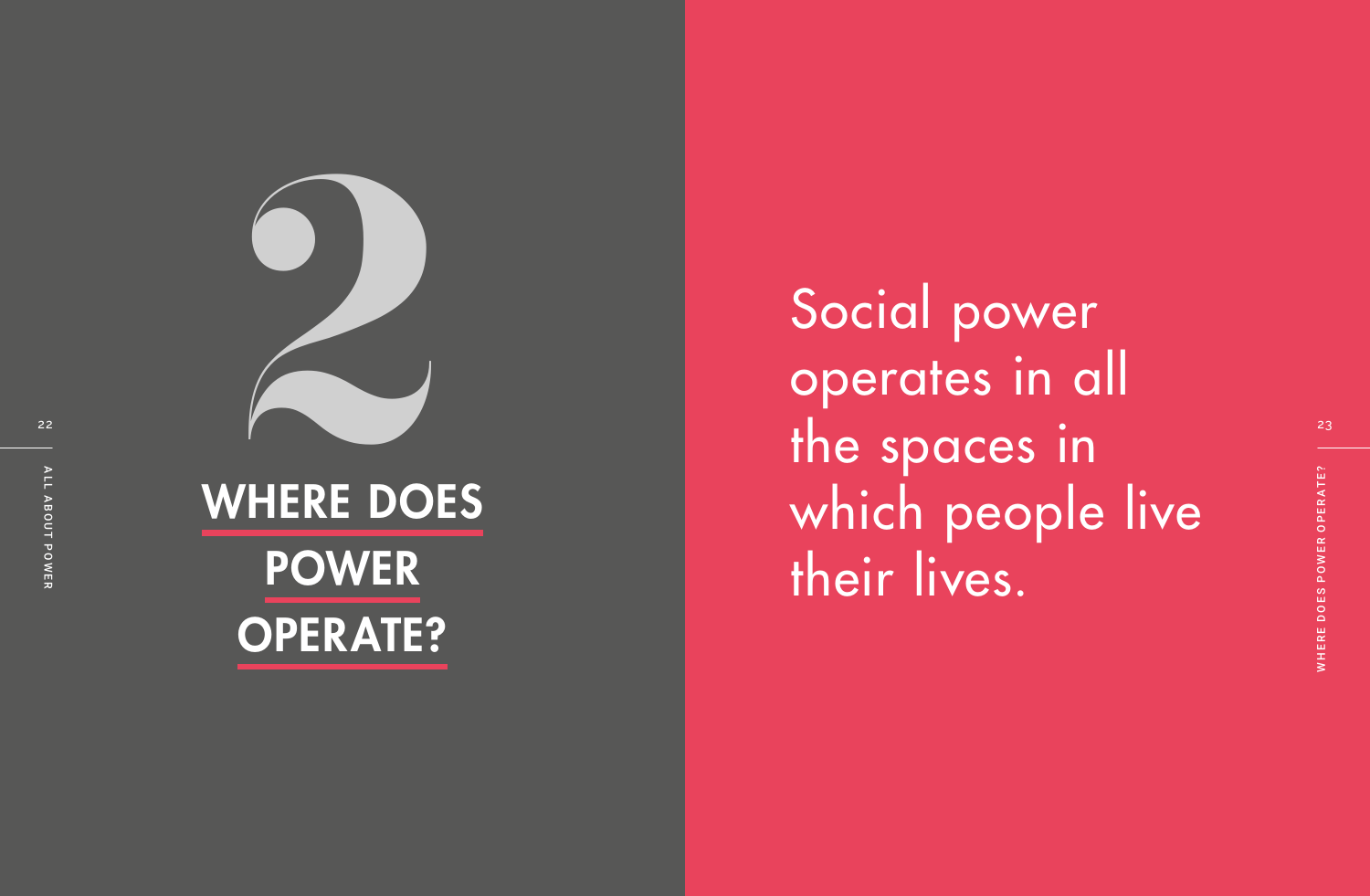# 2 WHERE DOES POWER OPERATE?

Social power operates in all the spaces in which people live their lives.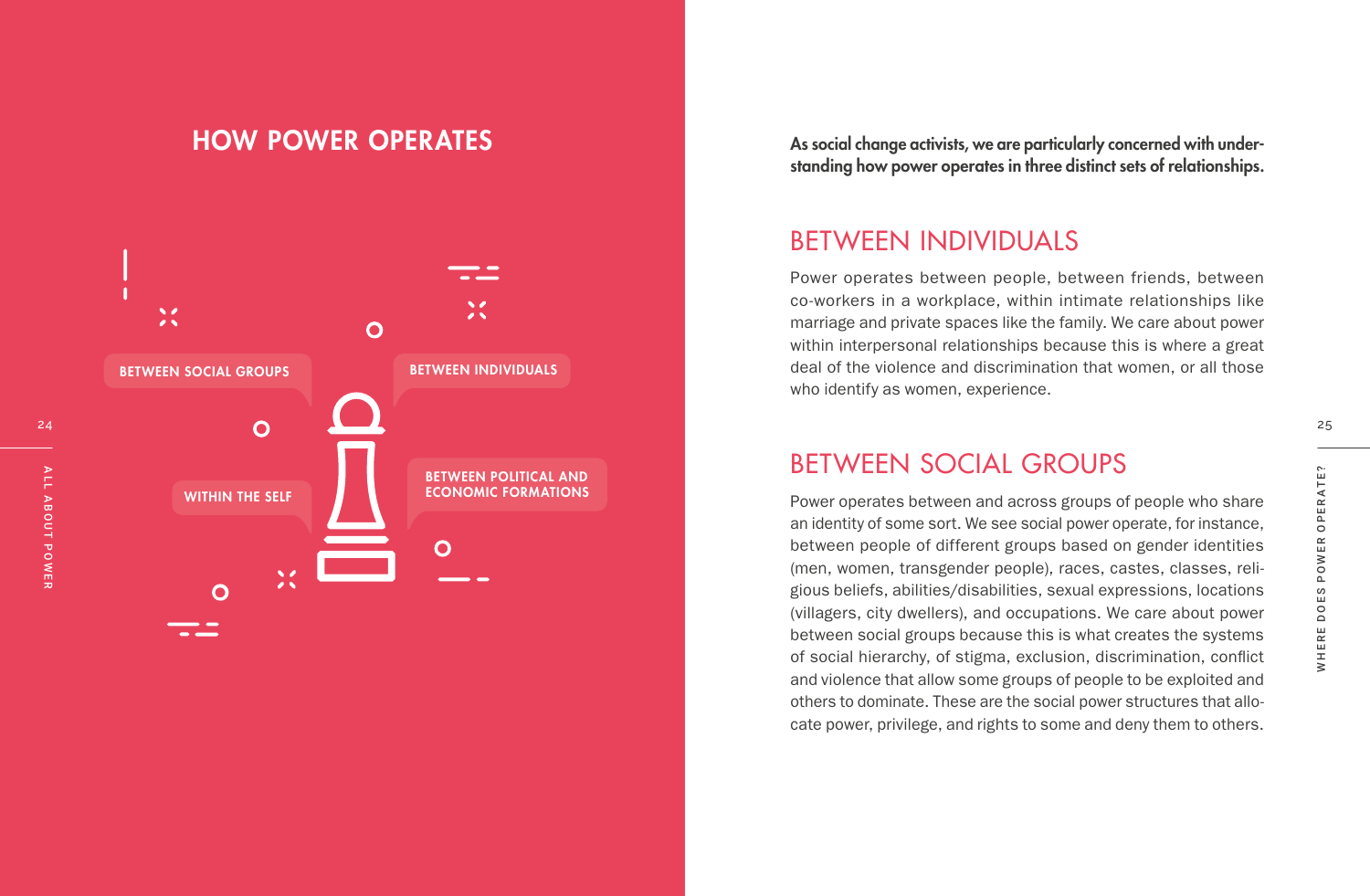# HOW POWER OPERATES

BETWEEN SOCIAL GROUPS

BETWEEN INDIVIDUALS

WITHIN THE SELF

BETWEEN POLITICAL AND ECONOMIC FORMATIONS

**As social change activists, we are particularly concerned with understanding how power operates in three distinct sets of relationships.**

## BETWEEN INDIVIDUALS

Power operates between people, between friends, between co-workers in a workplace, within intimate relationships like marriage and private spaces like the family. We care about power within interpersonal relationships because this is where a great deal of the violence and discrimination that women, or all those who identify as women, experience.

## BETWEEN SOCIAL GROUPS

Power operates between and across groups of people who share an identity of some sort. We see social power operate, for instance, between people of different groups based on gender identities (men, women, transgender people), races, castes, classes, religious beliefs, abilities/disabilities, sexual expressions, locations (villagers, city dwellers), and occupations. We care about power between social groups because this is what creates the systems of social hierarchy, of stigma, exclusion, discrimination, conflict and violence that allow some groups of people to be exploited and others to dominate. These are the social power structures that allocate power, privilege, and rights to some and deny them to others.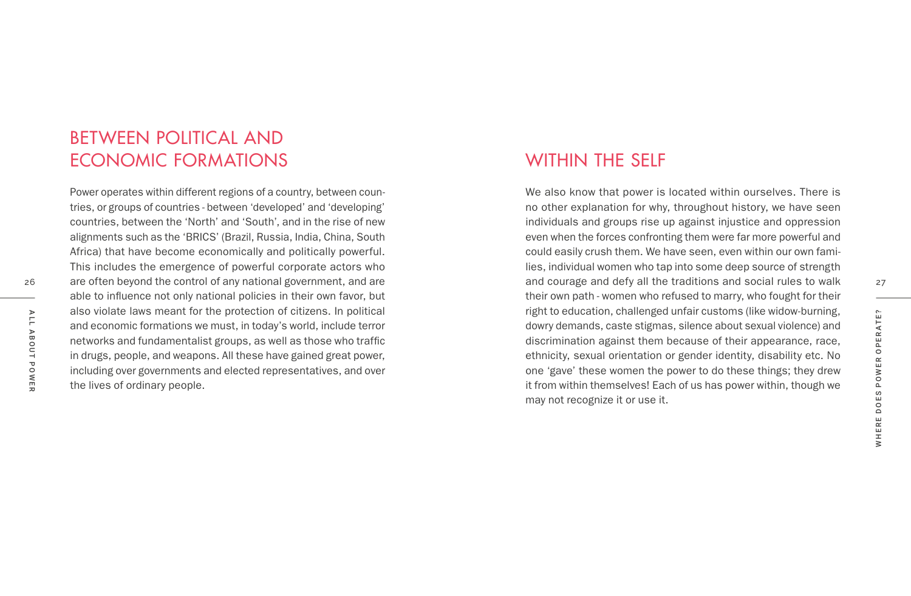## BETWEEN POLITICAL AND ECONOMIC FORMATIONS

Power operates within different regions of a country, between countries, or groups of countries - between 'developed' and 'developing' countries, between the 'North' and 'South', and in the rise of new alignments such as the 'BRICS' (Brazil, Russia, India, China, South Africa) that have become economically and politically powerful. This includes the emergence of powerful corporate actors who are often beyond the control of any national government, and are able to influence not only national policies in their own favor, but also violate laws meant for the protection of citizens. In political and economic formations we must, in today's world, include terror networks and fundamentalist groups, as well as those who traffic in drugs, people, and weapons. All these have gained great power, including over governments and elected representatives, and over the lives of ordinary people.

## WITHIN THE SELF

We also know that power is located within ourselves. There is no other explanation for why, throughout history, we have seen individuals and groups rise up against injustice and oppression even when the forces confronting them were far more powerful and could easily crush them. We have seen, even within our own families, individual women who tap into some deep source of strength and courage and defy all the traditions and social rules to walk their own path - women who refused to marry, who fought for their right to education, challenged unfair customs (like widow-burning, dowry demands, caste stigmas, silence about sexual violence) and discrimination against them because of their appearance, race, ethnicity, sexual orientation or gender identity, disability etc. No one 'gave' these women the power to do these things; they drew it from within themselves! Each of us has power within, though we may not recognize it or use it.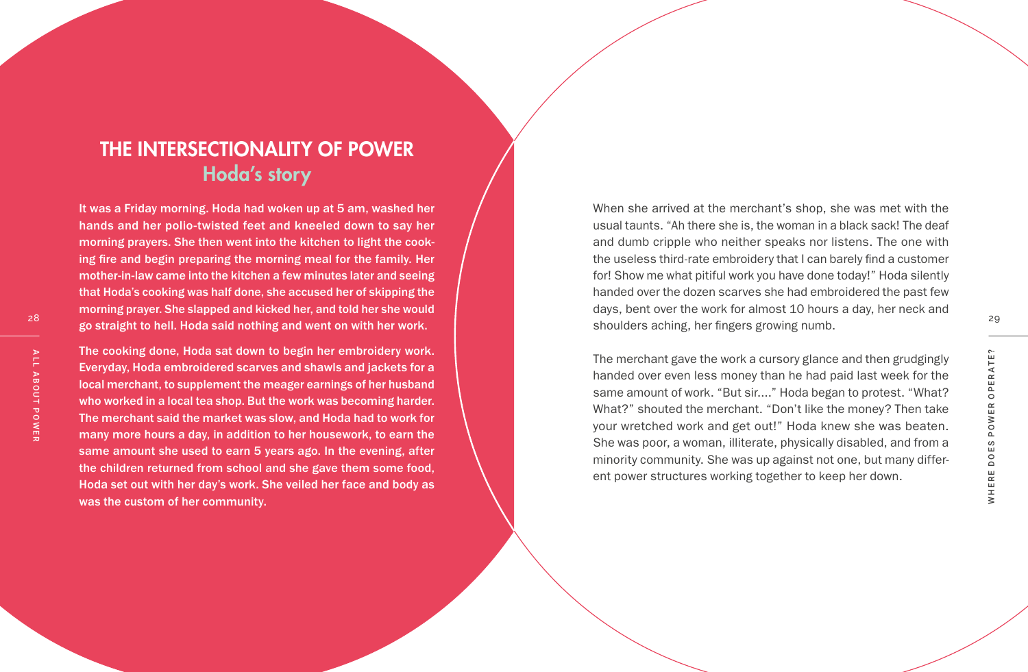## THE INTERSECTIONALITY OF POWER

### Hoda's story

It was a Friday morning. Hoda had woken up at 5 am, washed her hands and her polio-twisted feet and kneeled down to say her morning prayers. She then went into the kitchen to light the cooking fire and begin preparing the morning meal for the family. Her mother-in-law came into the kitchen a few minutes later and seeing that Hoda's cooking was half done, she accused her of skipping the morning prayer. She slapped and kicked her, and told her she would go straight to hell. Hoda said nothing and went on with her work.

The cooking done, Hoda sat down to begin her embroidery work. Everyday, Hoda embroidered scarves and shawls and jackets for a local merchant, to supplement the meager earnings of her husband who worked in a local tea shop. But the work was becoming harder. The merchant said the market was slow, and Hoda had to work for many more hours a day, in addition to her housework, to earn the same amount she used to earn 5 years ago. In the evening, after the children returned from school and she gave them some food, Hoda set out with her day's work. She veiled her face and body as was the custom of her community.

When she arrived at the merchant's shop, she was met with the usual taunts. "Ah there she is, the woman in a black sack! The deaf and dumb cripple who neither speaks nor listens. The one with the useless third-rate embroidery that I can barely find a customer for! Show me what pitiful work you have done today!" Hoda silently handed over the dozen scarves she had embroidered the past few days, bent over the work for almost 10 hours a day, her neck and shoulders aching, her fingers growing numb.

The merchant gave the work a cursory glance and then grudgingly handed over even less money than he had paid last week for the same amount of work. "But sir...." Hoda began to protest. "What? What?" shouted the merchant. "Don't like the money? Then take your wretched work and get out!" Hoda knew she was beaten. She was poor, a woman, illiterate, physically disabled, and from a minority community. She was up against not one, but many different power structures working together to keep her down.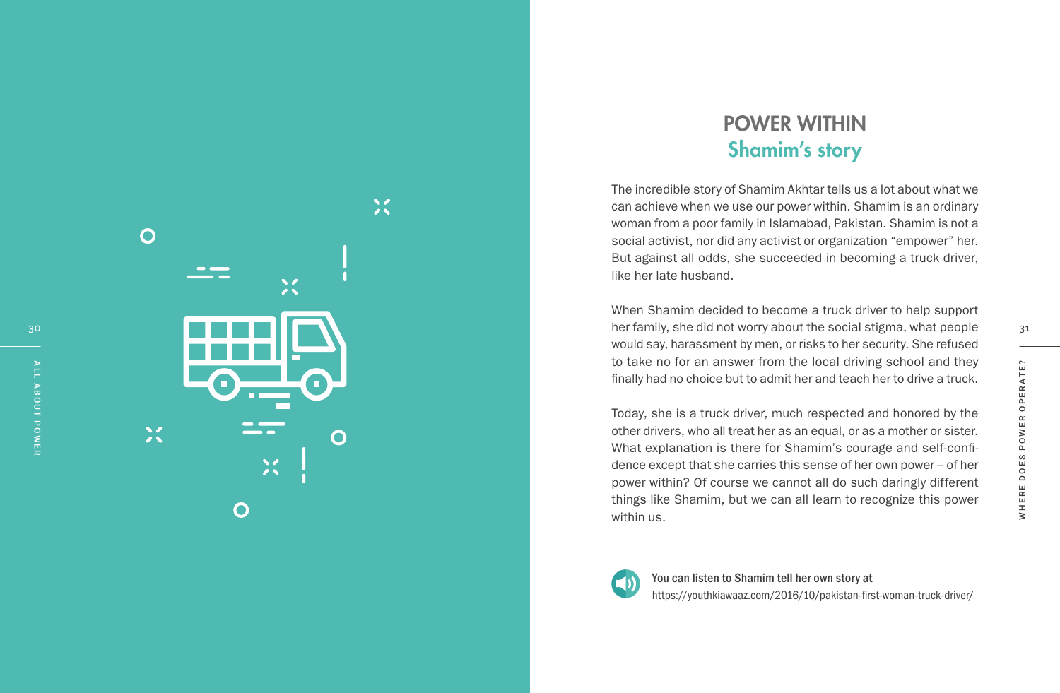## POWER WITHIN

### Shamim's story

The incredible story of Shamim Akhtar tells us a lot about what we can achieve when we use our power within. Shamim is an ordinary woman from a poor family in Islamabad, Pakistan. Shamim is not a social activist, nor did any activist or organization "empower" her. But against all odds, she succeeded in becoming a truck driver, like her late husband.

When Shamim decided to become a truck driver to help support her family, she did not worry about the social stigma, what people would say, harassment by men, or risks to her security. She refused to take no for an answer from the local driving school and they finally had no choice but to admit her and teach her to drive a truck.

Today, she is a truck driver, much respected and honored by the other drivers, who all treat her as an equal, or as a mother or sister. What explanation is there for Shamim's courage and self-confidence except that she carries this sense of her own power – of her power within? Of course we cannot all do such daringly different things like Shamim, but we can all learn to recognize this power within us.

**You can listen to Shamim tell her own story at**
https://youthkiawaaz.com/2016/10/pakistan-first-woman-truck-driver/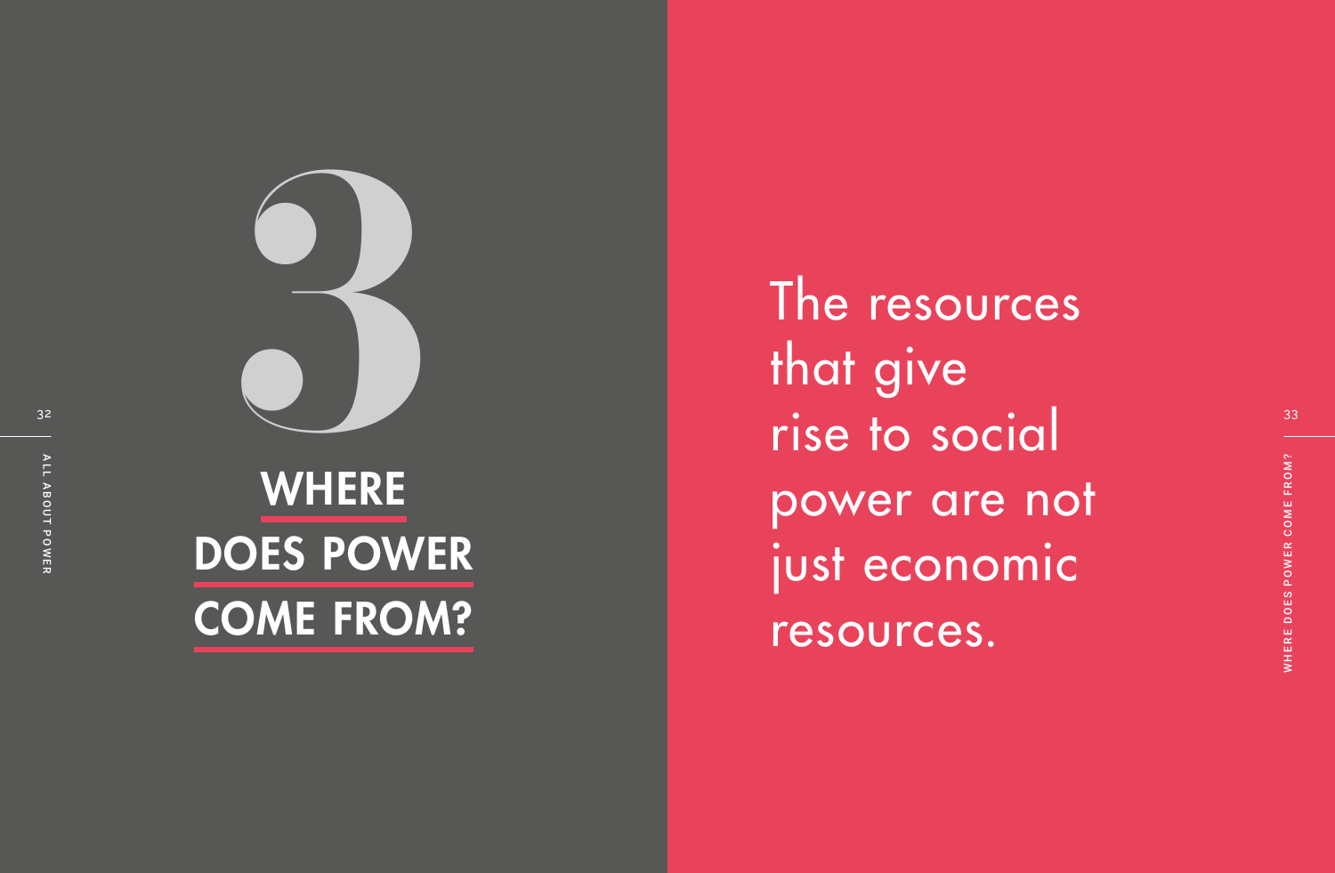# 3

# WHERE DOES POWER COME FROM?

The resources that give rise to social power are not just economic resources.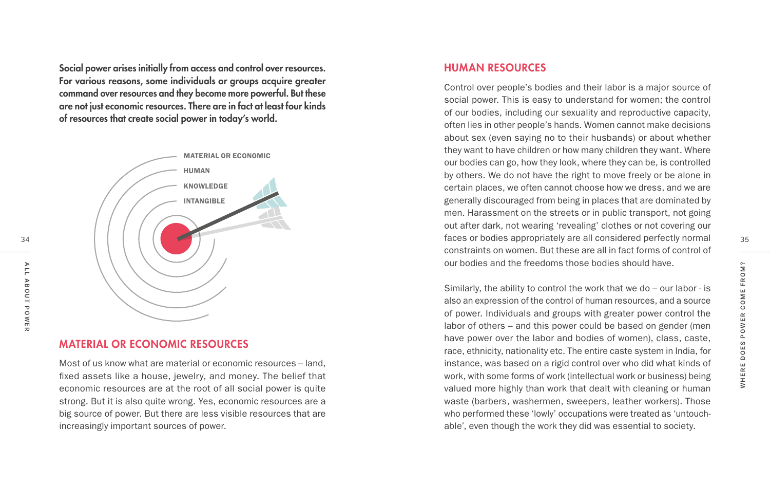**Social power arises initially from access and control over resources. For various reasons, some individuals or groups acquire greater command over resources and they become more powerful. But these are not just economic resources. There are in fact at least four kinds of resources that create social power in today's world.**

MATERIAL OR ECONOMIC

HUMAN

KNOWLEDGE

INTANGIBLE

## MATERIAL OR ECONOMIC RESOURCES

Most of us know what are material or economic resources – land, fixed assets like a house, jewelry, and money. The belief that economic resources are at the root of all social power is quite strong. But it is also quite wrong. Yes, economic resources are a big source of power. But there are less visible resources that are increasingly important sources of power.

## HUMAN RESOURCES

Control over people's bodies and their labor is a major source of social power. This is easy to understand for women; the control of our bodies, including our sexuality and reproductive capacity, often lies in other people's hands. Women cannot make decisions about sex (even saying no to their husbands) or about whether they want to have children or how many children they want. Where our bodies can go, how they look, where they can be, is controlled by others. We do not have the right to move freely or be alone in certain places, we often cannot choose how we dress, and we are generally discouraged from being in places that are dominated by men. Harassment on the streets or in public transport, not going out after dark, not wearing 'revealing' clothes or not covering our faces or bodies appropriately are all considered perfectly normal constraints on women. But these are all in fact forms of control of our bodies and the freedoms those bodies should have.

Similarly, the ability to control the work that we do – our labor - is also an expression of the control of human resources, and a source of power. Individuals and groups with greater power control the labor of others – and this power could be based on gender (men have power over the labor and bodies of women), class, caste, race, ethnicity, nationality etc. The entire caste system in India, for instance, was based on a rigid control over who did what kinds of work, with some forms of work (intellectual work or business) being valued more highly than work that dealt with cleaning or human waste (barbers, washermen, sweepers, leather workers). Those who performed these 'lowly' occupations were treated as 'untouchable', even though the work they did was essential to society.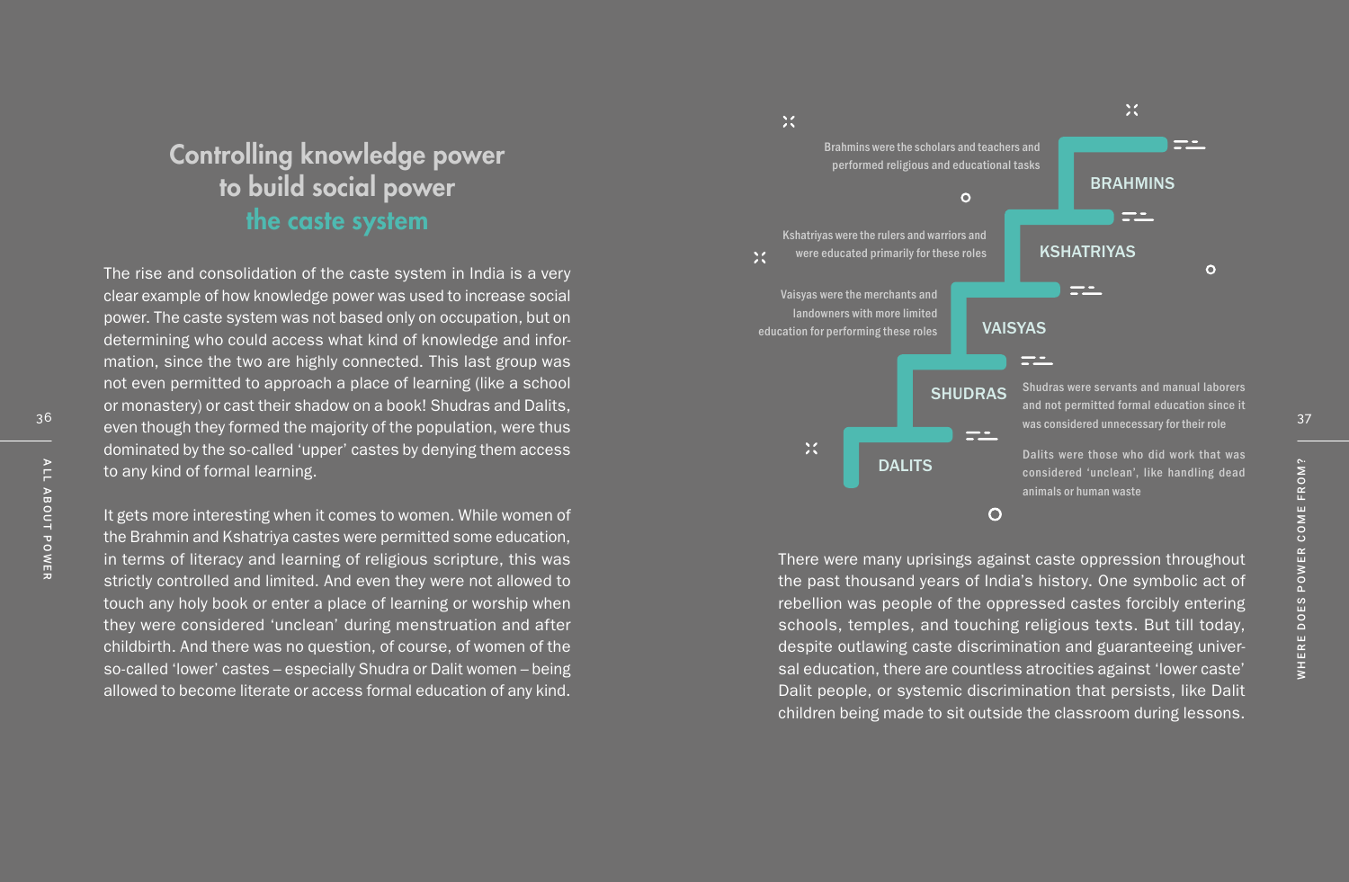## Controlling knowledge power to build social power
## the caste system

The rise and consolidation of the caste system in India is a very clear example of how knowledge power was used to increase social power. The caste system was not based only on occupation, but on determining who could access what kind of knowledge and information, since the two are highly connected. This last group was not even permitted to approach a place of learning (like a school or monastery) or cast their shadow on a book! Shudras and Dalits, even though they formed the majority of the population, were thus dominated by the so-called 'upper' castes by denying them access to any kind of formal learning.

It gets more interesting when it comes to women. While women of the Brahmin and Kshatriya castes were permitted some education, in terms of literacy and learning of religious scripture, this was strictly controlled and limited. And even they were not allowed to touch any holy book or enter a place of learning or worship when they were considered 'unclean' during menstruation and after childbirth. And there was no question, of course, of women of the so-called 'lower' castes – especially Shudra or Dalit women – being allowed to become literate or access formal education of any kind.

**BRAHMINS**

Brahmins were the scholars and teachers and performed religious and educational tasks

**KSHATRIYAS**

Kshatriyas were the rulers and warriors and were educated primarily for these roles

**VAISYAS**

Vaisyas were the merchants and landowners with more limited education for performing these roles

**SHUDRAS**

Shudras were servants and manual laborers and not permitted formal education since it was considered unnecessary for their role

**DALITS**

Dalits were those who did work that was considered 'unclean', like handling dead animals or human waste

There were many uprisings against caste oppression throughout the past thousand years of India's history. One symbolic act of rebellion was people of the oppressed castes forcibly entering schools, temples, and touching religious texts. But till today, despite outlawing caste discrimination and guaranteeing universal education, there are countless atrocities against 'lower caste' Dalit people, or systemic discrimination that persists, like Dalit children being made to sit outside the classroom during lessons.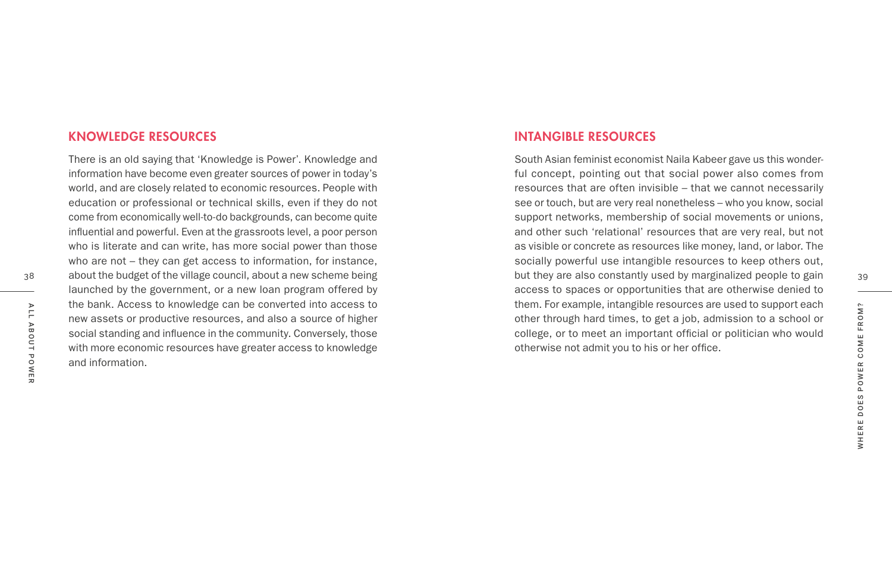## KNOWLEDGE RESOURCES

There is an old saying that 'Knowledge is Power'. Knowledge and information have become even greater sources of power in today's world, and are closely related to economic resources. People with education or professional or technical skills, even if they do not come from economically well-to-do backgrounds, can become quite influential and powerful. Even at the grassroots level, a poor person who is literate and can write, has more social power than those who are not – they can get access to information, for instance, about the budget of the village council, about a new scheme being launched by the government, or a new loan program offered by the bank. Access to knowledge can be converted into access to new assets or productive resources, and also a source of higher social standing and influence in the community. Conversely, those with more economic resources have greater access to knowledge and information.

## INTANGIBLE RESOURCES

South Asian feminist economist Naila Kabeer gave us this wonderful concept, pointing out that social power also comes from resources that are often invisible – that we cannot necessarily see or touch, but are very real nonetheless – who you know, social support networks, membership of social movements or unions, and other such 'relational' resources that are very real, but not as visible or concrete as resources like money, land, or labor. The socially powerful use intangible resources to keep others out, but they are also constantly used by marginalized people to gain access to spaces or opportunities that are otherwise denied to them. For example, intangible resources are used to support each other through hard times, to get a job, admission to a school or college, or to meet an important official or politician who would otherwise not admit you to his or her office.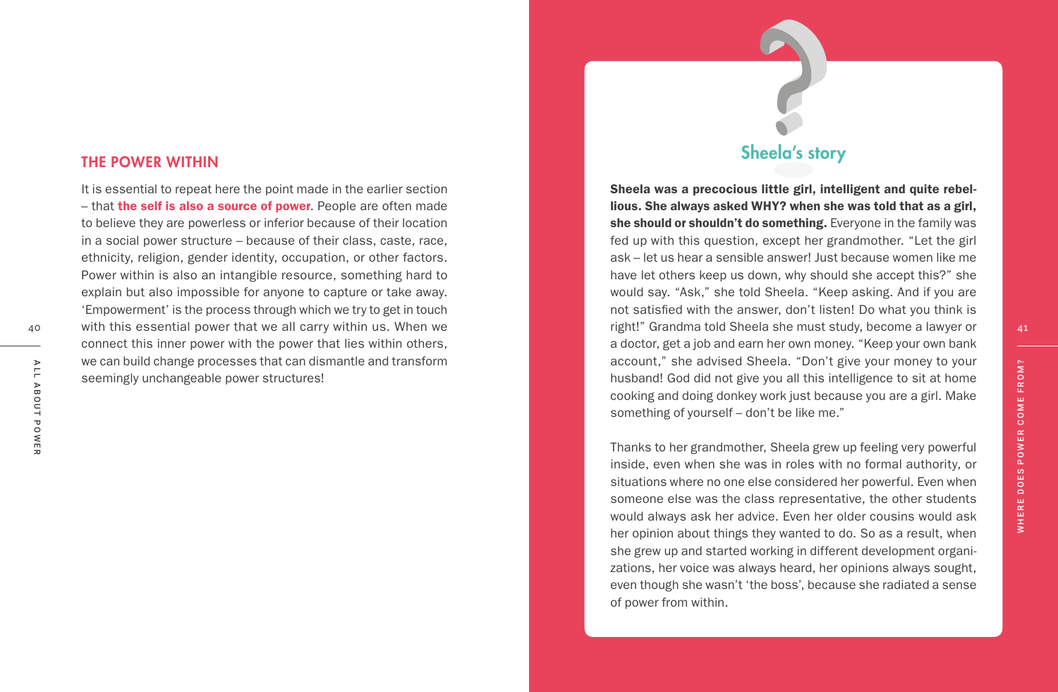## THE POWER WITHIN

It is essential to repeat here the point made in the earlier section – that **the self is also a source of power**. People are often made to believe they are powerless or inferior because of their location in a social power structure – because of their class, caste, race, ethnicity, religion, gender identity, occupation, or other factors. Power within is also an intangible resource, something hard to explain but also impossible for anyone to capture or take away. 'Empowerment' is the process through which we try to get in touch with this essential power that we all carry within us. When we connect this inner power with the power that lies within others, we can build change processes that can dismantle and transform seemingly unchangeable power structures!

### Sheela's story

**Sheela was a precocious little girl, intelligent and quite rebellious. She always asked WHY? when she was told that as a girl, she should or shouldn't do something.** Everyone in the family was fed up with this question, except her grandmother. "Let the girl ask – let us hear a sensible answer! Just because women like me have let others keep us down, why should she accept this?" she would say. "Ask," she told Sheela. "Keep asking. And if you are not satisfied with the answer, don't listen! Do what you think is right!" Grandma told Sheela she must study, become a lawyer or a doctor, get a job and earn her own money. "Keep your own bank account," she advised Sheela. "Don't give your money to your husband! God did not give you all this intelligence to sit at home cooking and doing donkey work just because you are a girl. Make something of yourself – don't be like me."

Thanks to her grandmother, Sheela grew up feeling very powerful inside, even when she was in roles with no formal authority, or situations where no one else considered her powerful. Even when someone else was the class representative, the other students would always ask her advice. Even her older cousins would ask her opinion about things they wanted to do. So as a result, when she grew up and started working in different development organizations, her voice was always heard, her opinions always sought, even though she wasn't 'the boss', because she radiated a sense of power from within.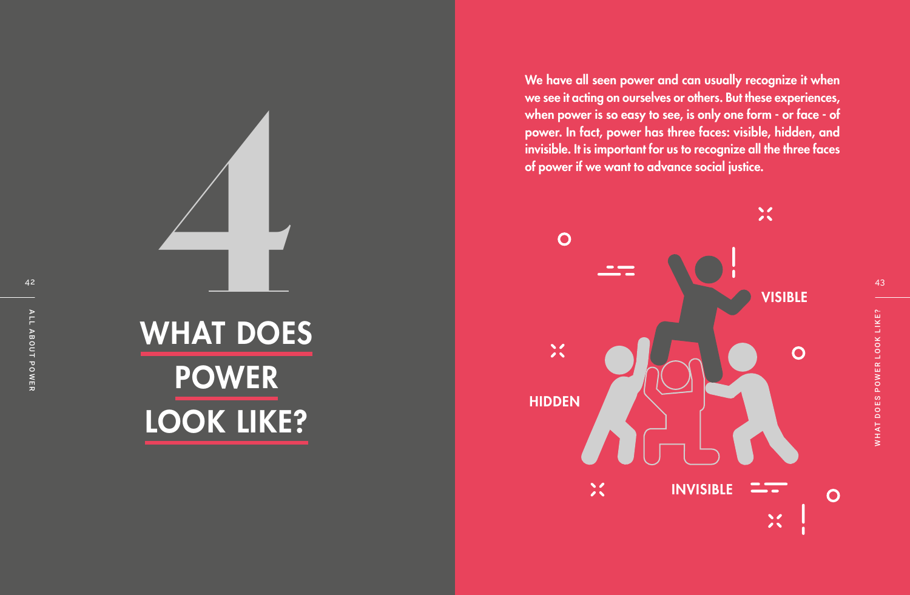# 4

# WHAT DOES POWER LOOK LIKE?

We have all seen power and can usually recognize it when we see it acting on ourselves or others. But these experiences, when power is so easy to see, is only one form - or face - of power. In fact, power has three faces: visible, hidden, and invisible. It is important for us to recognize all the three faces of power if we want to advance social justice.

VISIBLE

HIDDEN

INVISIBLE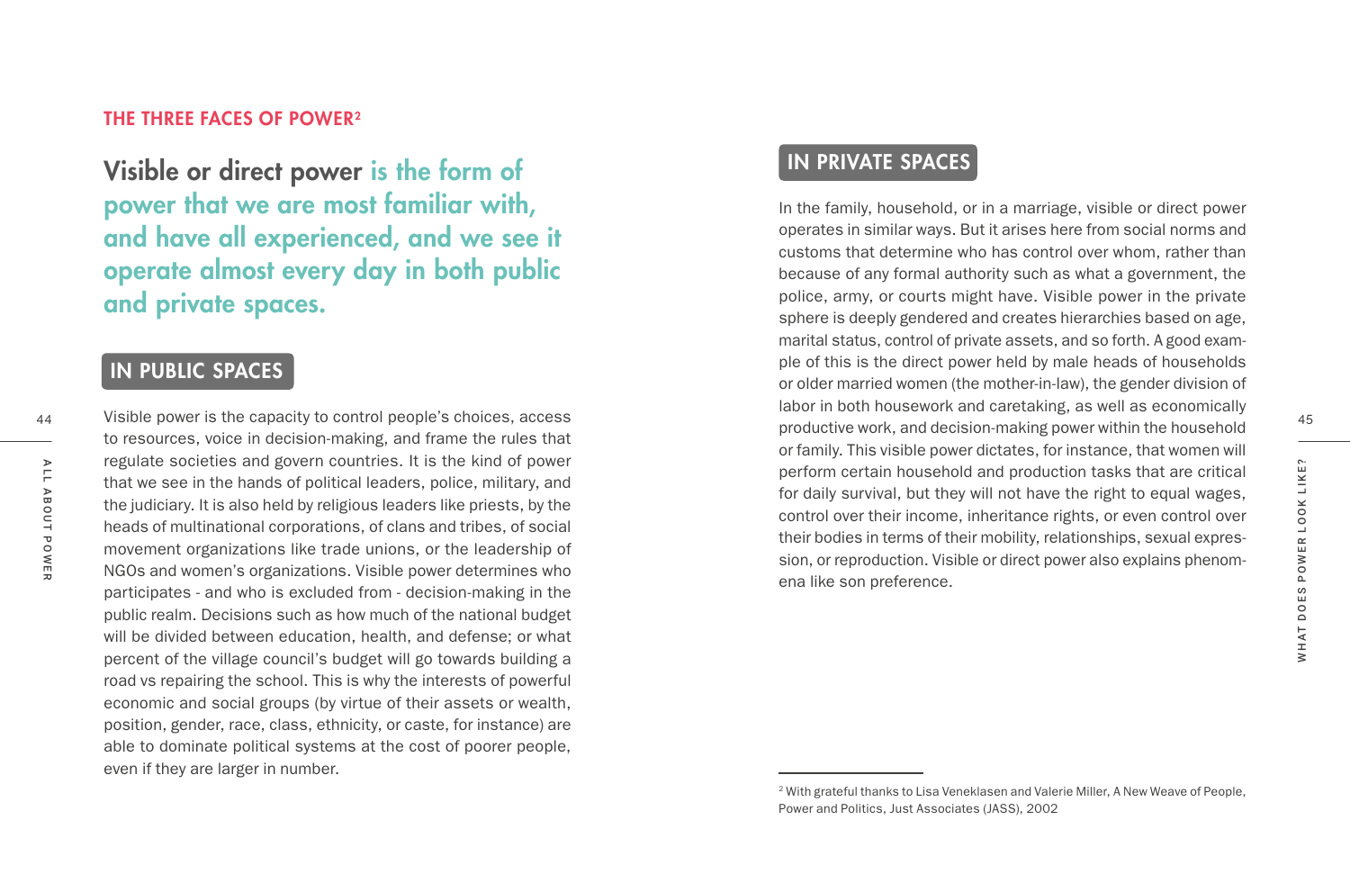## THE THREE FACES OF POWER[2]

**Visible or direct power is the form of power that we are most familiar with, and have all experienced, and we see it operate almost every day in both public and private spaces.**

### IN PUBLIC SPACES

Visible power is the capacity to control people's choices, access to resources, voice in decision-making, and frame the rules that regulate societies and govern countries. It is the kind of power that we see in the hands of political leaders, police, military, and the judiciary. It is also held by religious leaders like priests, by the heads of multinational corporations, of clans and tribes, of social movement organizations like trade unions, or the leadership of NGOs and women's organizations. Visible power determines who participates - and who is excluded from - decision-making in the public realm. Decisions such as how much of the national budget will be divided between education, health, and defense; or what percent of the village council's budget will go towards building a road vs repairing the school. This is why the interests of powerful economic and social groups (by virtue of their assets or wealth, position, gender, race, class, ethnicity, or caste, for instance) are able to dominate political systems at the cost of poorer people, even if they are larger in number.

### IN PRIVATE SPACES

In the family, household, or in a marriage, visible or direct power operates in similar ways. But it arises here from social norms and customs that determine who has control over whom, rather than because of any formal authority such as what a government, the police, army, or courts might have. Visible power in the private sphere is deeply gendered and creates hierarchies based on age, marital status, control of private assets, and so forth. A good example of this is the direct power held by male heads of households or older married women (the mother-in-law), the gender division of labor in both housework and caretaking, as well as economically productive work, and decision-making power within the household or family. This visible power dictates, for instance, that women will perform certain household and production tasks that are critical for daily survival, but they will not have the right to equal wages, control over their income, inheritance rights, or even control over their bodies in terms of their mobility, relationships, sexual expression, or reproduction. Visible or direct power also explains phenomena like son preference.

---

[2] With grateful thanks to Lisa Veneklasen and Valerie Miller, A New Weave of People, Power and Politics, Just Associates (JASS), 2002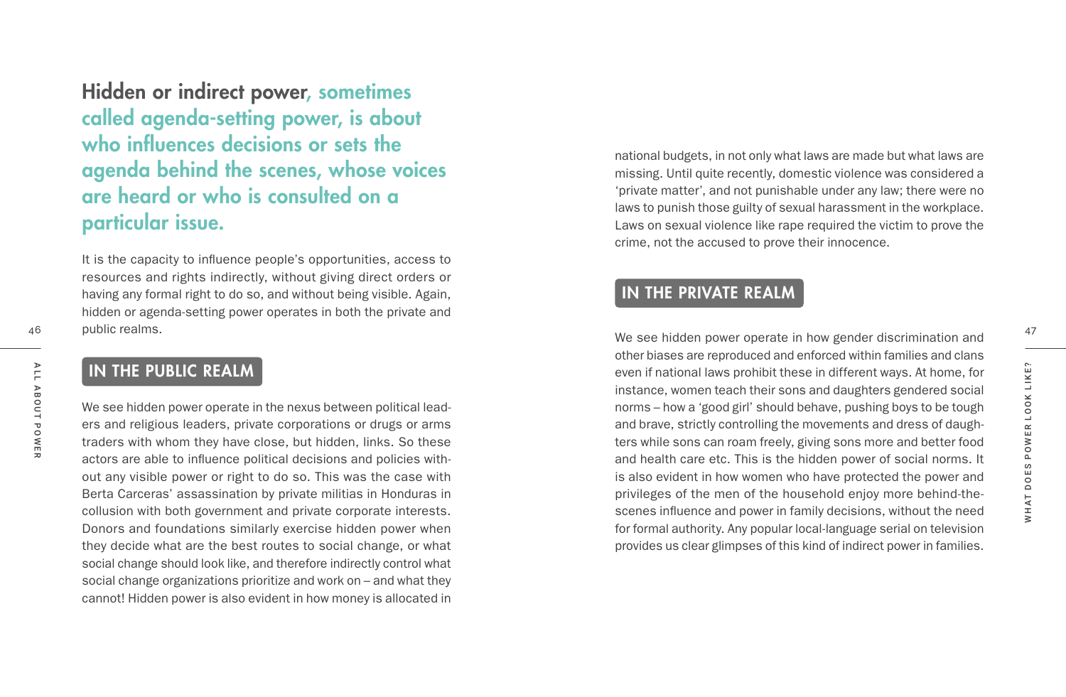**Hidden or indirect power, sometimes called agenda-setting power, is about who influences decisions or sets the agenda behind the scenes, whose voices are heard or who is consulted on a particular issue.**

It is the capacity to influence people's opportunities, access to resources and rights indirectly, without giving direct orders or having any formal right to do so, and without being visible. Again, hidden or agenda-setting power operates in both the private and public realms.

## IN THE PUBLIC REALM

We see hidden power operate in the nexus between political leaders and religious leaders, private corporations or drugs or arms traders with whom they have close, but hidden, links. So these actors are able to influence political decisions and policies without any visible power or right to do so. This was the case with Berta Carceras' assassination by private militias in Honduras in collusion with both government and private corporate interests. Donors and foundations similarly exercise hidden power when they decide what are the best routes to social change, or what social change should look like, and therefore indirectly control what social change organizations prioritize and work on – and what they cannot! Hidden power is also evident in how money is allocated in national budgets, in not only what laws are made but what laws are missing. Until quite recently, domestic violence was considered a 'private matter', and not punishable under any law; there were no laws to punish those guilty of sexual harassment in the workplace. Laws on sexual violence like rape required the victim to prove the crime, not the accused to prove their innocence.

## IN THE PRIVATE REALM

We see hidden power operate in how gender discrimination and other biases are reproduced and enforced within families and clans even if national laws prohibit these in different ways. At home, for instance, women teach their sons and daughters gendered social norms – how a 'good girl' should behave, pushing boys to be tough and brave, strictly controlling the movements and dress of daughters while sons can roam freely, giving sons more and better food and health care etc. This is the hidden power of social norms. It is also evident in how women who have protected the power and privileges of the men of the household enjoy more behind-the-scenes influence and power in family decisions, without the need for formal authority. Any popular local-language serial on television provides us clear glimpses of this kind of indirect power in families.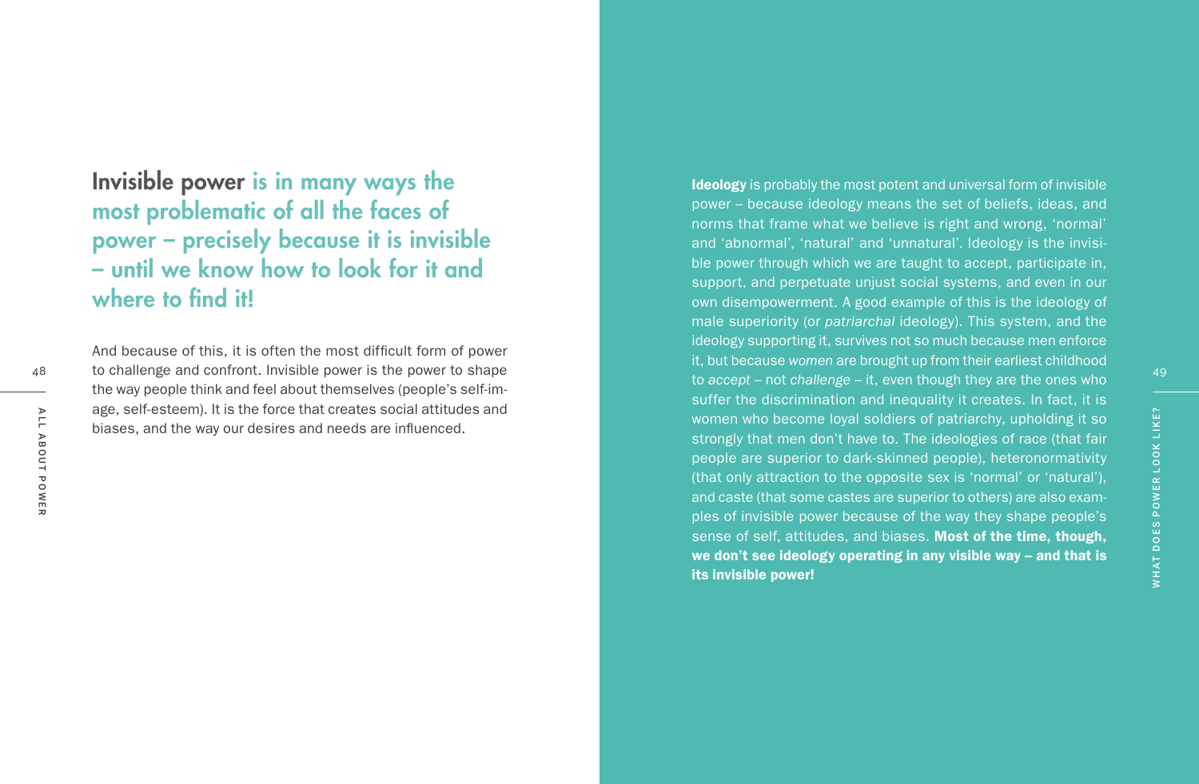**Invisible power** is in many ways the most problematic of all the faces of power – precisely because it is invisible – until we know how to look for it and where to find it!

And because of this, it is often the most difficult form of power to challenge and confront. Invisible power is the power to shape the way people think and feel about themselves (people's self-image, self-esteem). It is the force that creates social attitudes and biases, and the way our desires and needs are influenced.

**Ideology** is probably the most potent and universal form of invisible power – because ideology means the set of beliefs, ideas, and norms that frame what we believe is right and wrong, 'normal' and 'abnormal', 'natural' and 'unnatural'. Ideology is the invisible power through which we are taught to accept, participate in, support, and perpetuate unjust social systems, and even in our own disempowerment. A good example of this is the ideology of male superiority (or *patriarchal* ideology). This system, and the ideology supporting it, survives not so much because men enforce it, but because *women* are brought up from their earliest childhood to *accept* – not *challenge* – it, even though they are the ones who suffer the discrimination and inequality it creates. In fact, it is women who become loyal soldiers of patriarchy, upholding it so strongly that men don't have to. The ideologies of race (that fair people are superior to dark-skinned people), heteronormativity (that only attraction to the opposite sex is 'normal' or 'natural'), and caste (that some castes are superior to others) are also examples of invisible power because of the way they shape people's sense of self, attitudes, and biases. **Most of the time, though, we don't see ideology operating in any visible way – and that is its invisible power!**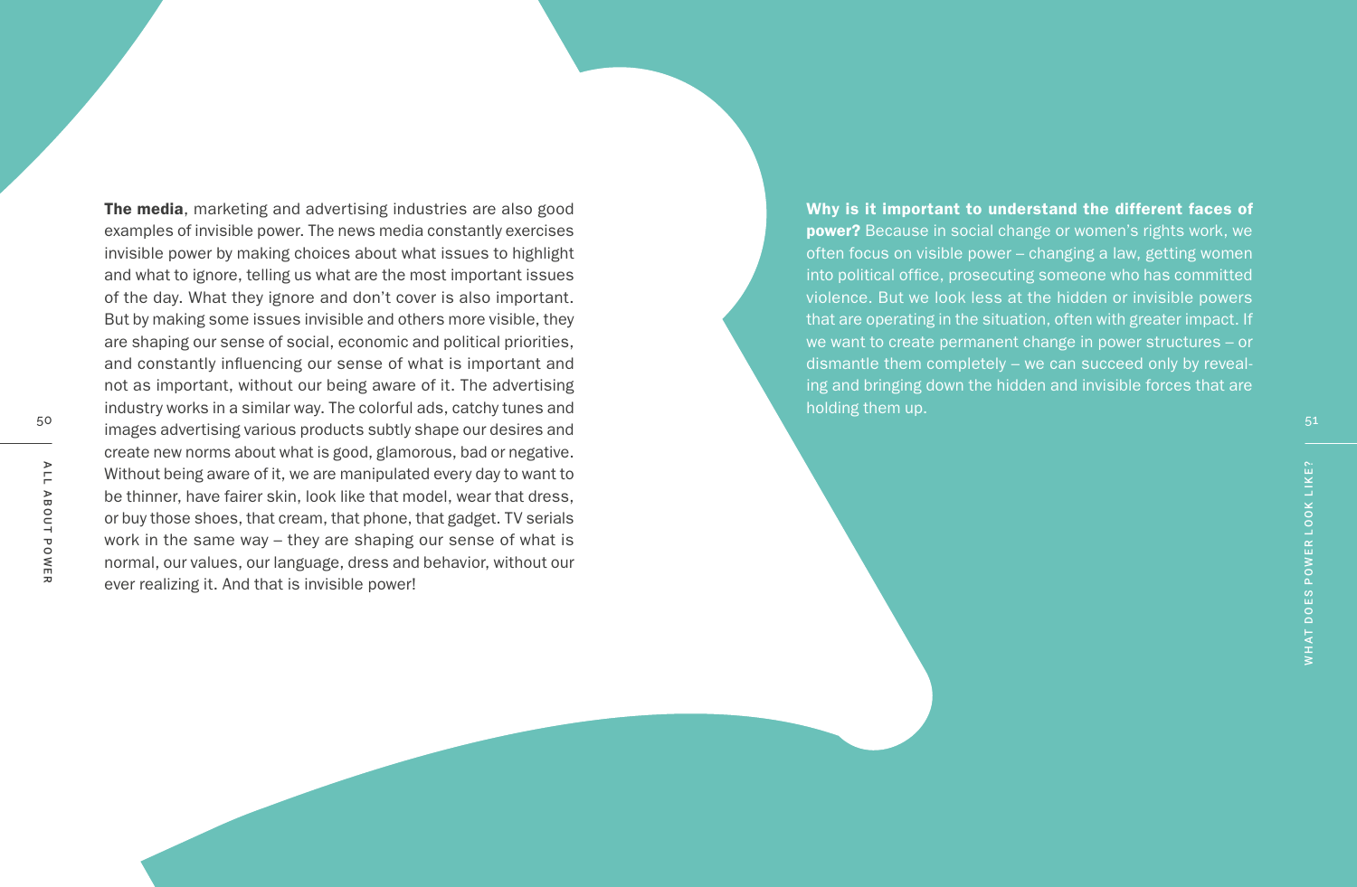**The media**, marketing and advertising industries are also good examples of invisible power. The news media constantly exercises invisible power by making choices about what issues to highlight and what to ignore, telling us what are the most important issues of the day. What they ignore and don't cover is also important. But by making some issues invisible and others more visible, they are shaping our sense of social, economic and political priorities, and constantly influencing our sense of what is important and not as important, without our being aware of it. The advertising industry works in a similar way. The colorful ads, catchy tunes and images advertising various products subtly shape our desires and create new norms about what is good, glamorous, bad or negative. Without being aware of it, we are manipulated every day to want to be thinner, have fairer skin, look like that model, wear that dress, or buy those shoes, that cream, that phone, that gadget. TV serials work in the same way – they are shaping our sense of what is normal, our values, our language, dress and behavior, without our ever realizing it. And that is invisible power!

**Why is it important to understand the different faces of power?** Because in social change or women's rights work, we often focus on visible power – changing a law, getting women into political office, prosecuting someone who has committed violence. But we look less at the hidden or invisible powers that are operating in the situation, often with greater impact. If we want to create permanent change in power structures – or dismantle them completely – we can succeed only by revealing and bringing down the hidden and invisible forces that are holding them up.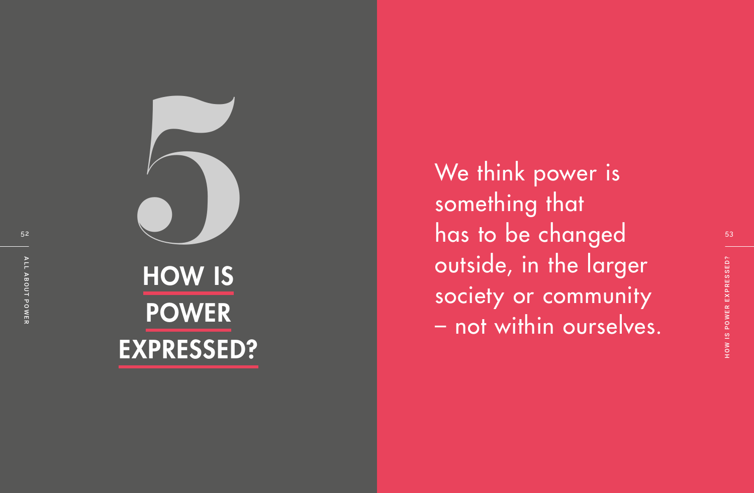# 5

# HOW IS POWER EXPRESSED?

We think power is something that has to be changed outside, in the larger society or community – not within ourselves.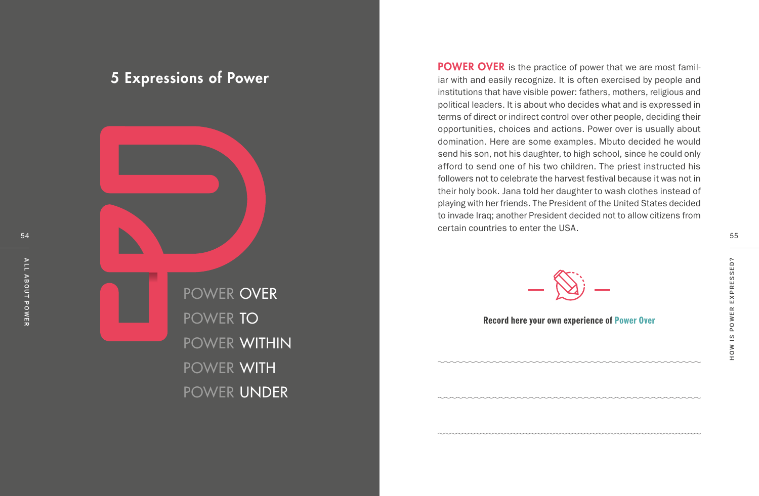## 5 Expressions of Power

POWER OVER
POWER TO
POWER WITHIN
POWER WITH
POWER UNDER

**POWER OVER** is the practice of power that we are most familiar with and easily recognize. It is often exercised by people and institutions that have visible power: fathers, mothers, religious and political leaders. It is about who decides what and is expressed in terms of direct or indirect control over other people, deciding their opportunities, choices and actions. Power over is usually about domination. Here are some examples. Mbuto decided he would send his son, not his daughter, to high school, since he could only afford to send one of his two children. The priest instructed his followers not to celebrate the harvest festival because it was not in their holy book. Jana told her daughter to wash clothes instead of playing with her friends. The President of the United States decided to invade Iraq; another President decided not to allow citizens from certain countries to enter the USA.

**Record here your own experience of Power Over**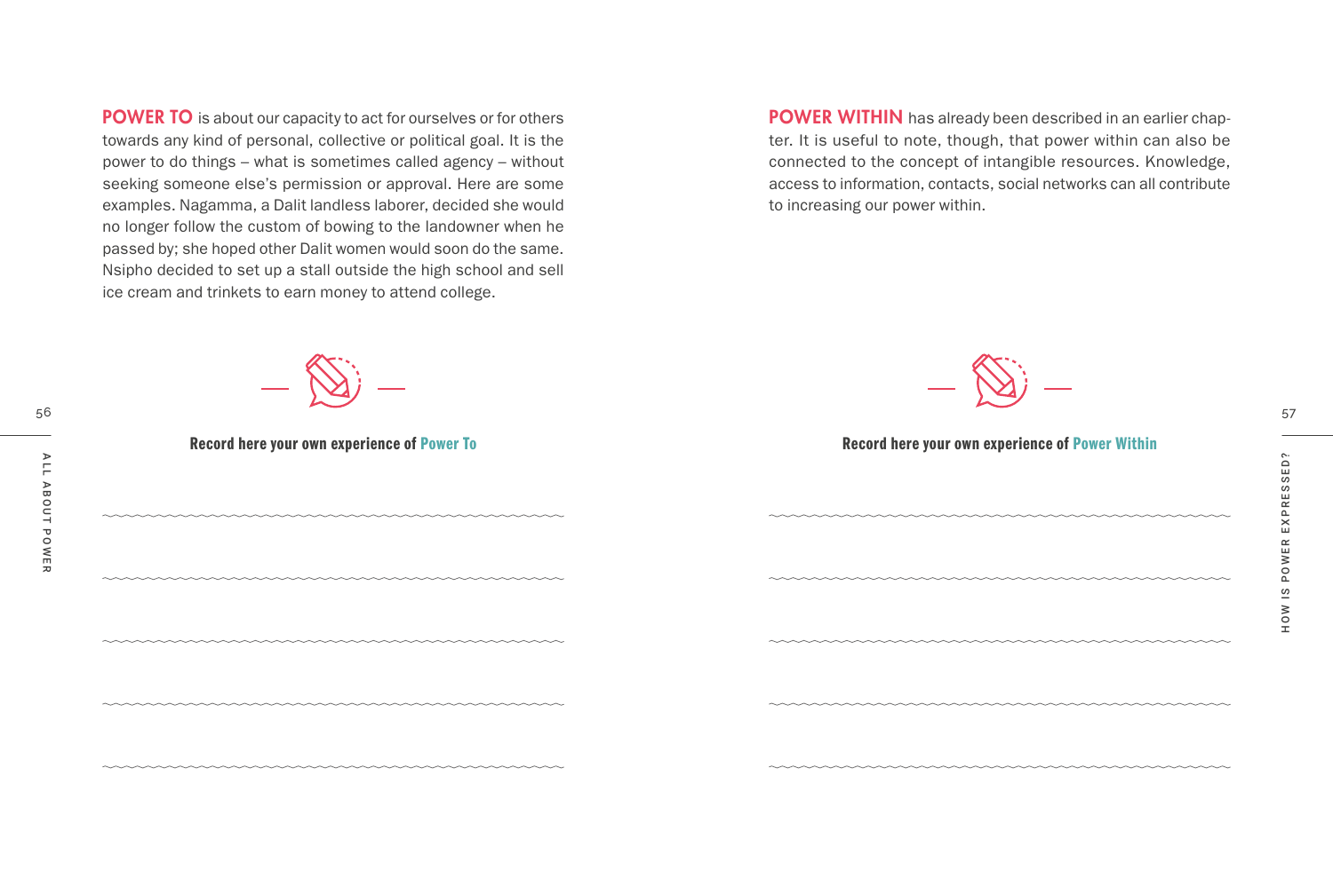**POWER TO** is about our capacity to act for ourselves or for others towards any kind of personal, collective or political goal. It is the power to do things – what is sometimes called agency – without seeking someone else's permission or approval. Here are some examples. Nagamma, a Dalit landless laborer, decided she would no longer follow the custom of bowing to the landowner when he passed by; she hoped other Dalit women would soon do the same. Nsipho decided to set up a stall outside the high school and sell ice cream and trinkets to earn money to attend college.

**Record here your own experience of Power To**

**POWER WITHIN** has already been described in an earlier chapter. It is useful to note, though, that power within can also be connected to the concept of intangible resources. Knowledge, access to information, contacts, social networks can all contribute to increasing our power within.

**Record here your own experience of Power Within**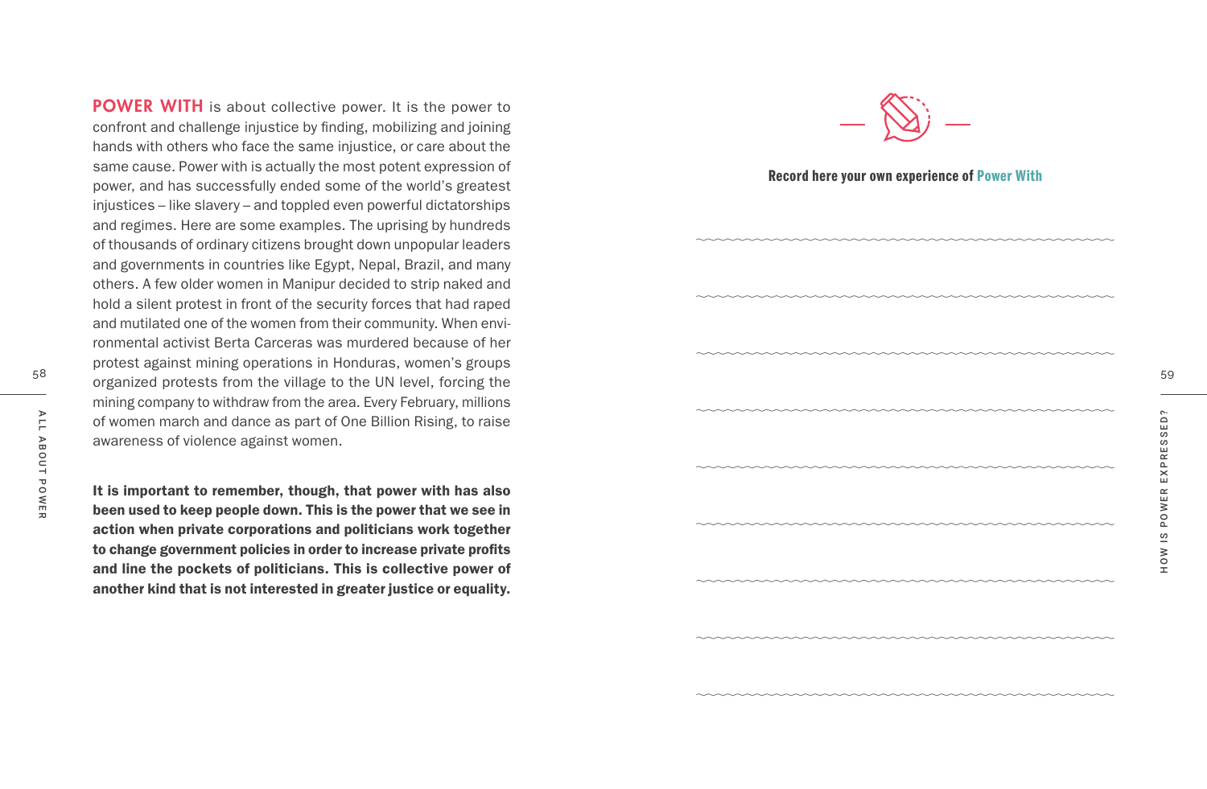**POWER WITH** is about collective power. It is the power to confront and challenge injustice by finding, mobilizing and joining hands with others who face the same injustice, or care about the same cause. Power with is actually the most potent expression of power, and has successfully ended some of the world's greatest injustices – like slavery – and toppled even powerful dictatorships and regimes. Here are some examples. The uprising by hundreds of thousands of ordinary citizens brought down unpopular leaders and governments in countries like Egypt, Nepal, Brazil, and many others. A few older women in Manipur decided to strip naked and hold a silent protest in front of the security forces that had raped and mutilated one of the women from their community. When environmental activist Berta Carceras was murdered because of her protest against mining operations in Honduras, women's groups organized protests from the village to the UN level, forcing the mining company to withdraw from the area. Every February, millions of women march and dance as part of One Billion Rising, to raise awareness of violence against women.

**It is important to remember, though, that power with has also been used to keep people down. This is the power that we see in action when private corporations and politicians work together to change government policies in order to increase private profits and line the pockets of politicians. This is collective power of another kind that is not interested in greater justice or equality.**

**Record here your own experience of Power With**

______________________________________________

______________________________________________

______________________________________________

______________________________________________

______________________________________________

______________________________________________

______________________________________________

______________________________________________

______________________________________________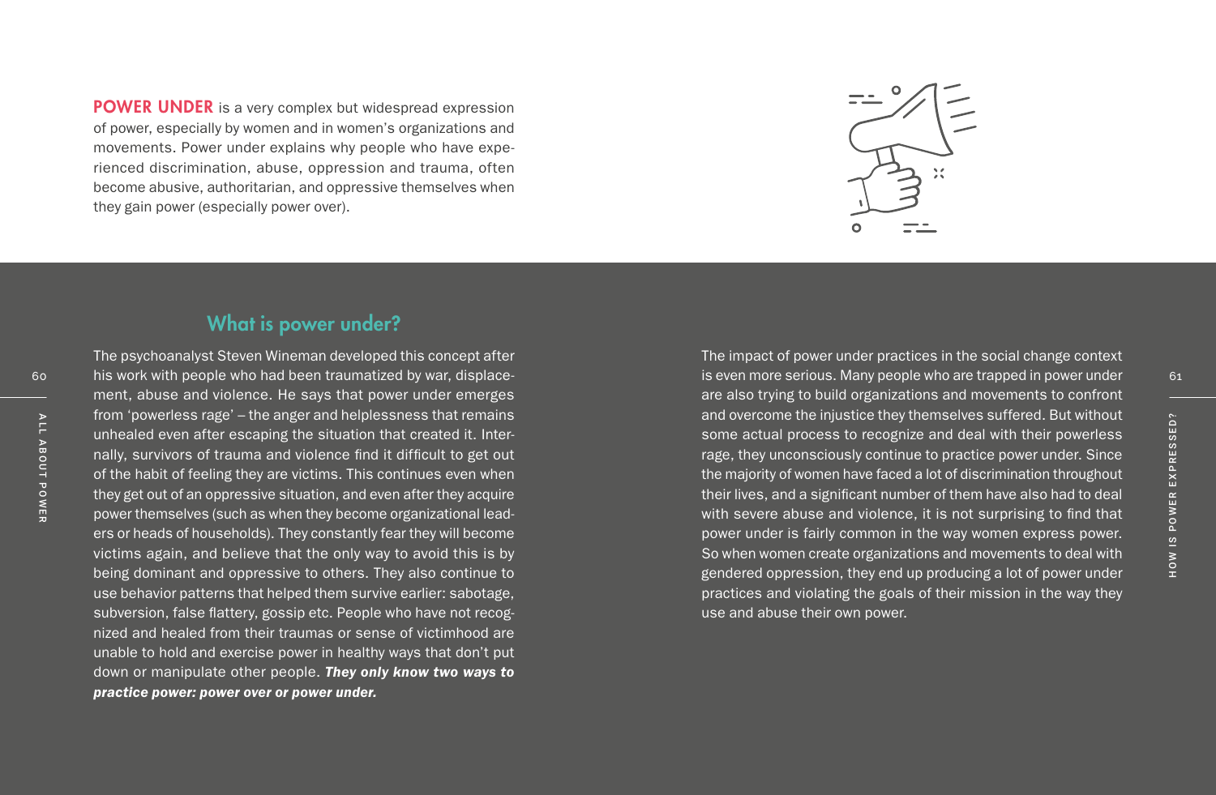**POWER UNDER** is a very complex but widespread expression of power, especially by women and in women's organizations and movements. Power under explains why people who have experienced discrimination, abuse, oppression and trauma, often become abusive, authoritarian, and oppressive themselves when they gain power (especially power over).

## What is power under?

The psychoanalyst Steven Wineman developed this concept after his work with people who had been traumatized by war, displacement, abuse and violence. He says that power under emerges from 'powerless rage' – the anger and helplessness that remains unhealed even after escaping the situation that created it. Internally, survivors of trauma and violence find it difficult to get out of the habit of feeling they are victims. This continues even when they get out of an oppressive situation, and even after they acquire power themselves (such as when they become organizational leaders or heads of households). They constantly fear they will become victims again, and believe that the only way to avoid this is by being dominant and oppressive to others. They also continue to use behavior patterns that helped them survive earlier: sabotage, subversion, false flattery, gossip etc. People who have not recognized and healed from their traumas or sense of victimhood are unable to hold and exercise power in healthy ways that don't put down or manipulate other people. ***They only know two ways to practice power: power over or power under.***

The impact of power under practices in the social change context is even more serious. Many people who are trapped in power under are also trying to build organizations and movements to confront and overcome the injustice they themselves suffered. But without some actual process to recognize and deal with their powerless rage, they unconsciously continue to practice power under. Since the majority of women have faced a lot of discrimination throughout their lives, and a significant number of them have also had to deal with severe abuse and violence, it is not surprising to find that power under is fairly common in the way women express power. So when women create organizations and movements to deal with gendered oppression, they end up producing a lot of power under practices and violating the goals of their mission in the way they use and abuse their own power.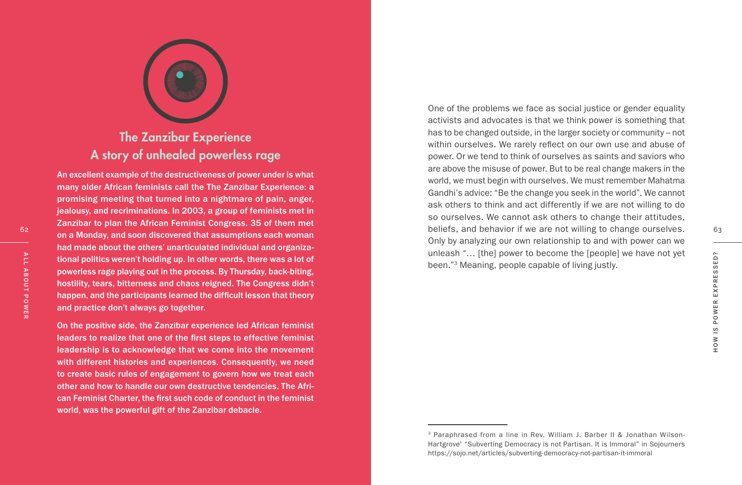## The Zanzibar Experience
## A story of unhealed powerless rage

**An excellent example of the destructiveness of power under is what many older African feminists call the The Zanzibar Experience: a promising meeting that turned into a nightmare of pain, anger, jealousy, and recriminations. In 2003, a group of feminists met in Zanzibar to plan the African Feminist Congress. 35 of them met on a Monday, and soon discovered that assumptions each woman had made about the others' unarticulated individual and organizational politics weren't holding up. In other words, there was a lot of powerless rage playing out in the process. By Thursday, back-biting, hostility, tears, bitterness and chaos reigned. The Congress didn't happen, and the participants learned the difficult lesson that theory and practice don't always go together.**

**On the positive side, the Zanzibar experience led African feminist leaders to realize that one of the first steps to effective feminist leadership is to acknowledge that we come into the movement with different histories and experiences. Consequently, we need to create basic rules of engagement to govern how we treat each other and how to handle our own destructive tendencies. The African Feminist Charter, the first such code of conduct in the feminist world, was the powerful gift of the Zanzibar debacle.**

One of the problems we face as social justice or gender equality activists and advocates is that we think power is something that has to be changed outside, in the larger society or community – not within ourselves. We rarely reflect on our own use and abuse of power. Or we tend to think of ourselves as saints and saviors who are above the misuse of power. But to be real change makers in the world, we must begin with ourselves. We must remember Mahatma Gandhi's advice: "Be the change you seek in the world". We cannot ask others to think and act differently if we are not willing to do so ourselves. We cannot ask others to change their attitudes, beliefs, and behavior if we are not willing to change ourselves. Only by analyzing our own relationship to and with power can we unleash "… [the] power to become the [people] we have not yet been."[3] Meaning, people capable of living justly.

[3] Paraphrased from a line in Rev. William J. Barber II & Jonathan Wilson-Hartgrove' "Subverting Democracy is not Partisan. It is Immoral" in Sojourners https://sojo.net/articles/subverting-democracy-not-partisan-it-immoral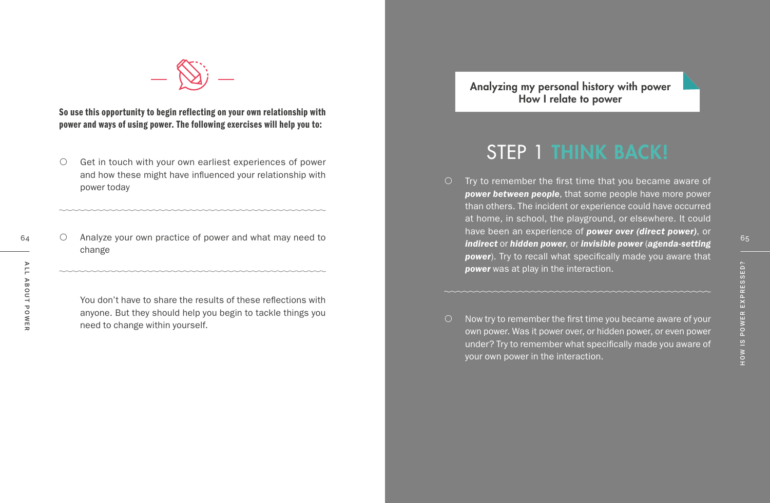**So use this opportunity to begin reflecting on your own relationship with power and ways of using power. The following exercises will help you to:**

- Get in touch with your own earliest experiences of power and how these might have influenced your relationship with power today

- Analyze your own practice of power and what may need to change

You don't have to share the results of these reflections with anyone. But they should help you begin to tackle things you need to change within yourself.

**Analyzing my personal history with power**
**How I relate to power**

## STEP 1 THINK BACK!

- Try to remember the first time that you became aware of ***power between people***, that some people have more power than others. The incident or experience could have occurred at home, in school, the playground, or elsewhere. It could have been an experience of ***power over (direct power)***, or ***indirect*** or ***hidden power***, or ***invisible power*** (***agenda-setting power***). Try to recall what specifically made you aware that ***power*** was at play in the interaction.

- Now try to remember the first time you became aware of your own power. Was it power over, or hidden power, or even power under? Try to remember what specifically made you aware of your own power in the interaction.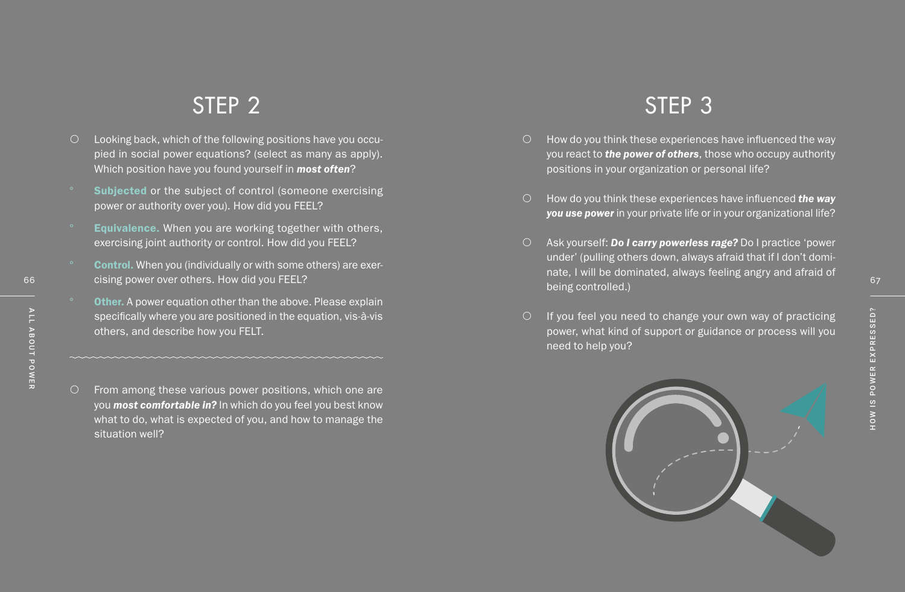## STEP 2

- Looking back, which of the following positions have you occupied in social power equations? (select as many as apply). Which position have you found yourself in ***most often***?
  - **Subjected** or the subject of control (someone exercising power or authority over you). How did you FEEL?
  - **Equivalence.** When you are working together with others, exercising joint authority or control. How did you FEEL?
  - **Control.** When you (individually or with some others) are exercising power over others. How did you FEEL?
  - **Other.** A power equation other than the above. Please explain specifically where you are positioned in the equation, vis-à-vis others, and describe how you FELT.

- From among these various power positions, which one are you ***most comfortable in?*** In which do you feel you best know what to do, what is expected of you, and how to manage the situation well?

## STEP 3

- How do you think these experiences have influenced the way you react to ***the power of others***, those who occupy authority positions in your organization or personal life?
- How do you think these experiences have influenced ***the way you use power*** in your private life or in your organizational life?
- Ask yourself: ***Do I carry powerless rage?*** Do I practice 'power under' (pulling others down, always afraid that if I don't dominate, I will be dominated, always feeling angry and afraid of being controlled.)
- If you feel you need to change your own way of practicing power, what kind of support or guidance or process will you need to help you?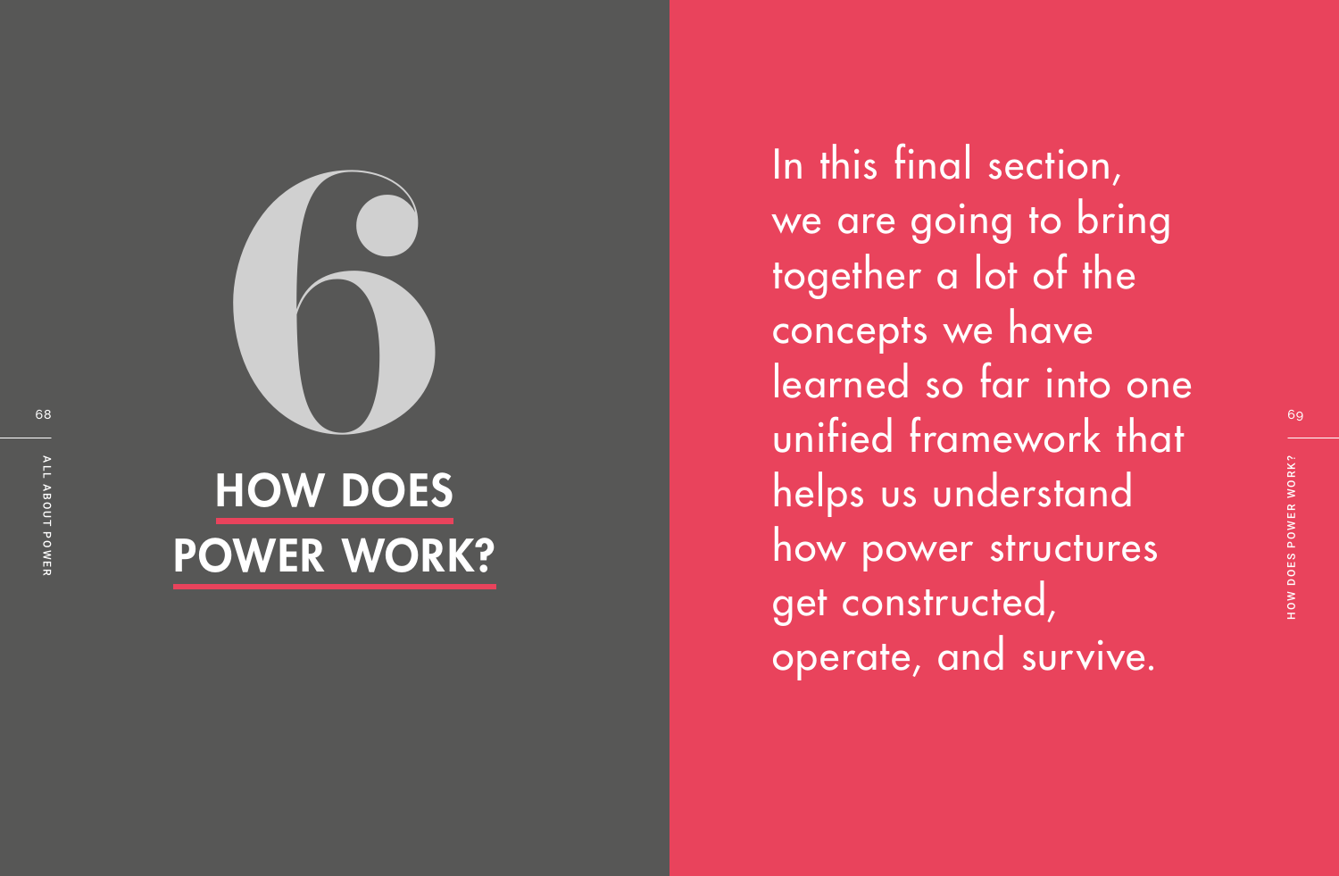# 6

# HOW DOES POWER WORK?

In this final section, we are going to bring together a lot of the concepts we have learned so far into one unified framework that helps us understand how power structures get constructed, operate, and survive.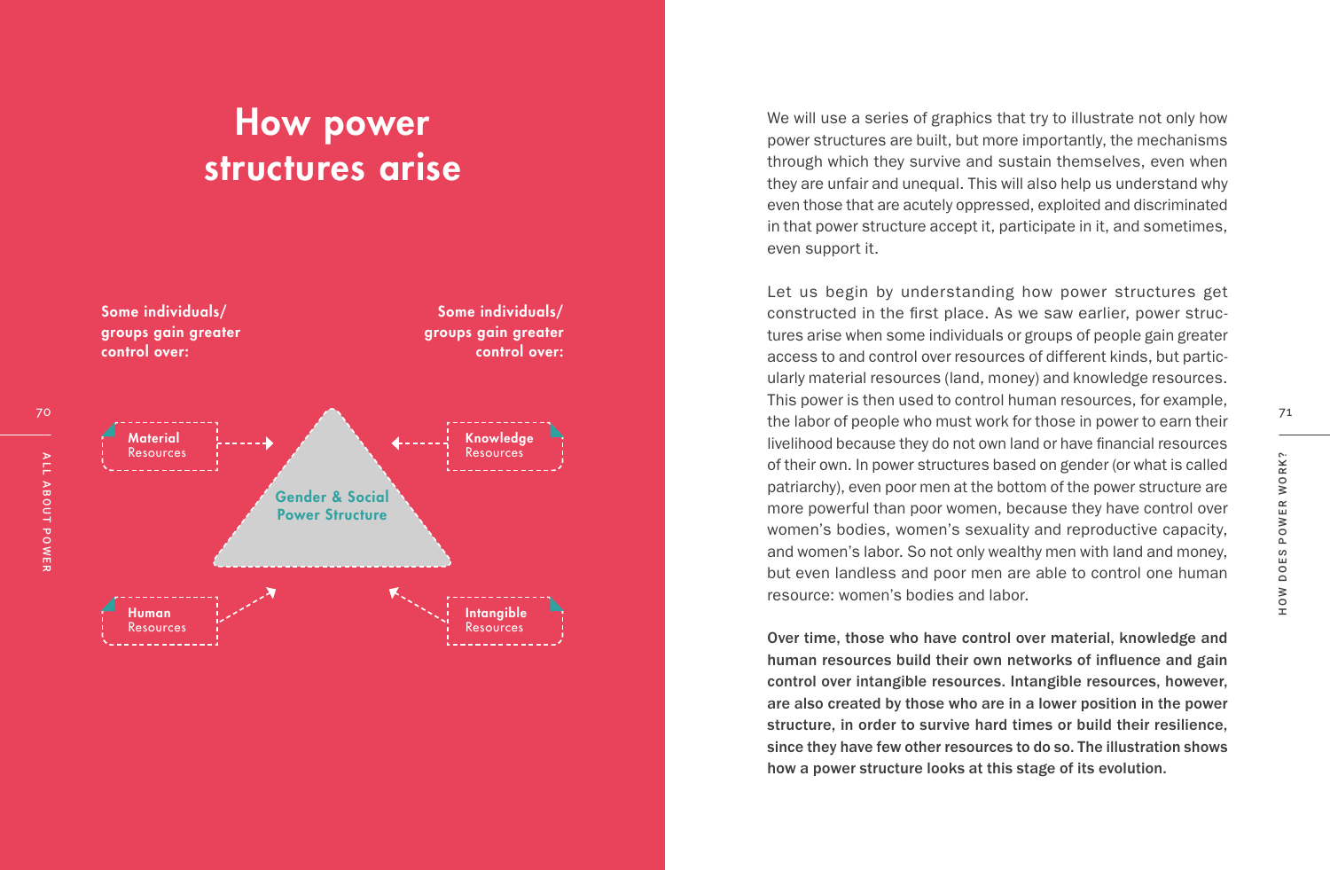# How power structures arise

Some individuals/ groups gain greater control over:

Some individuals/ groups gain greater control over:

**Material** Resources

**Knowledge** Resources

Gender & Social Power Structure

**Human** Resources

**Intangible** Resources

We will use a series of graphics that try to illustrate not only how power structures are built, but more importantly, the mechanisms through which they survive and sustain themselves, even when they are unfair and unequal. This will also help us understand why even those that are acutely oppressed, exploited and discriminated in that power structure accept it, participate in it, and sometimes, even support it.

Let us begin by understanding how power structures get constructed in the first place. As we saw earlier, power structures arise when some individuals or groups of people gain greater access to and control over resources of different kinds, but particularly material resources (land, money) and knowledge resources. This power is then used to control human resources, for example, the labor of people who must work for those in power to earn their livelihood because they do not own land or have financial resources of their own. In power structures based on gender (or what is called patriarchy), even poor men at the bottom of the power structure are more powerful than poor women, because they have control over women's bodies, women's sexuality and reproductive capacity, and women's labor. So not only wealthy men with land and money, but even landless and poor men are able to control one human resource: women's bodies and labor.

**Over time, those who have control over material, knowledge and human resources build their own networks of influence and gain control over intangible resources. Intangible resources, however, are also created by those who are in a lower position in the power structure, in order to survive hard times or build their resilience, since they have few other resources to do so. The illustration shows how a power structure looks at this stage of its evolution.**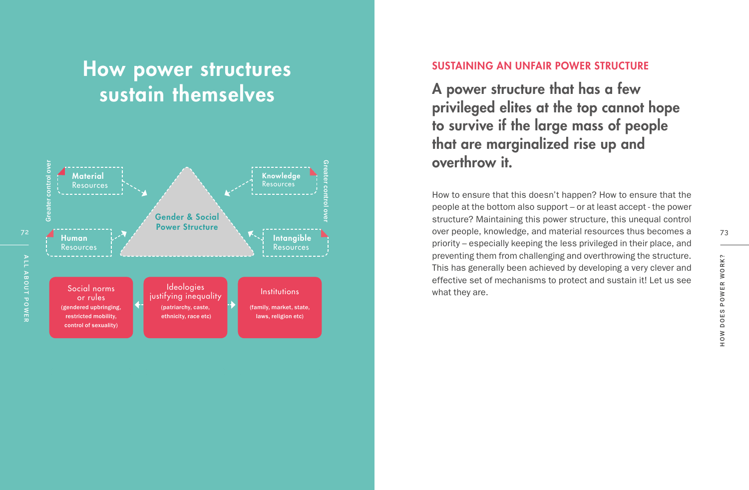# How power structures sustain themselves

Greater control over

**Material** Resources

**Knowledge** Resources

**Gender & Social Power Structure**

**Human** Resources

**Intangible** Resources

Social norms or rules (gendered upbringing, restricted mobility, control of sexuality)

Ideologies justifying inequality (patriarchy, caste, ethnicity, race etc)

Institutions (family, market, state, laws, religion etc)

## SUSTAINING AN UNFAIR POWER STRUCTURE

### A power structure that has a few privileged elites at the top cannot hope to survive if the large mass of people that are marginalized rise up and overthrow it.

How to ensure that this doesn't happen? How to ensure that the people at the bottom also support – or at least accept - the power structure? Maintaining this power structure, this unequal control over people, knowledge, and material resources thus becomes a priority – especially keeping the less privileged in their place, and preventing them from challenging and overthrowing the structure. This has generally been achieved by developing a very clever and effective set of mechanisms to protect and sustain it! Let us see what they are.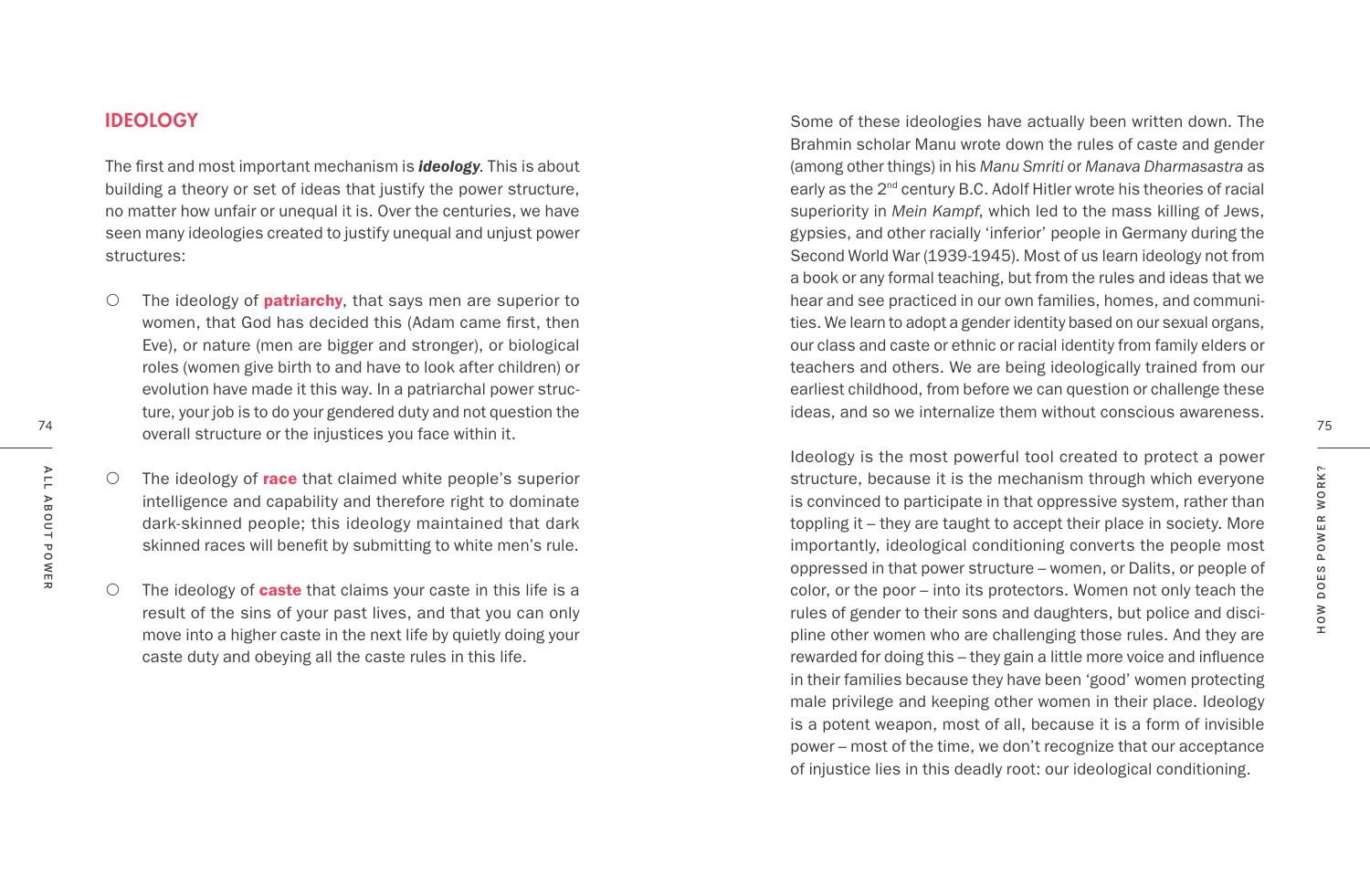## IDEOLOGY

The first and most important mechanism is ***ideology***. This is about building a theory or set of ideas that justify the power structure, no matter how unfair or unequal it is. Over the centuries, we have seen many ideologies created to justify unequal and unjust power structures:

- The ideology of **patriarchy**, that says men are superior to women, that God has decided this (Adam came first, then Eve), or nature (men are bigger and stronger), or biological roles (women give birth to and have to look after children) or evolution have made it this way. In a patriarchal power structure, your job is to do your gendered duty and not question the overall structure or the injustices you face within it.
- The ideology of **race** that claimed white people's superior intelligence and capability and therefore right to dominate dark-skinned people; this ideology maintained that dark skinned races will benefit by submitting to white men's rule.
- The ideology of **caste** that claims your caste in this life is a result of the sins of your past lives, and that you can only move into a higher caste in the next life by quietly doing your caste duty and obeying all the caste rules in this life.

Some of these ideologies have actually been written down. The Brahmin scholar Manu wrote down the rules of caste and gender (among other things) in his *Manu Smriti* or *Manava Dharmasastra* as early as the 2nd century B.C. Adolf Hitler wrote his theories of racial superiority in *Mein Kampf*, which led to the mass killing of Jews, gypsies, and other racially 'inferior' people in Germany during the Second World War (1939-1945). Most of us learn ideology not from a book or any formal teaching, but from the rules and ideas that we hear and see practiced in our own families, homes, and communities. We learn to adopt a gender identity based on our sexual organs, our class and caste or ethnic or racial identity from family elders or teachers and others. We are being ideologically trained from our earliest childhood, from before we can question or challenge these ideas, and so we internalize them without conscious awareness.

Ideology is the most powerful tool created to protect a power structure, because it is the mechanism through which everyone is convinced to participate in that oppressive system, rather than toppling it – they are taught to accept their place in society. More importantly, ideological conditioning converts the people most oppressed in that power structure – women, or Dalits, or people of color, or the poor – into its protectors. Women not only teach the rules of gender to their sons and daughters, but police and discipline other women who are challenging those rules. And they are rewarded for doing this – they gain a little more voice and influence in their families because they have been 'good' women protecting male privilege and keeping other women in their place. Ideology is a potent weapon, most of all, because it is a form of invisible power – most of the time, we don't recognize that our acceptance of injustice lies in this deadly root: our ideological conditioning.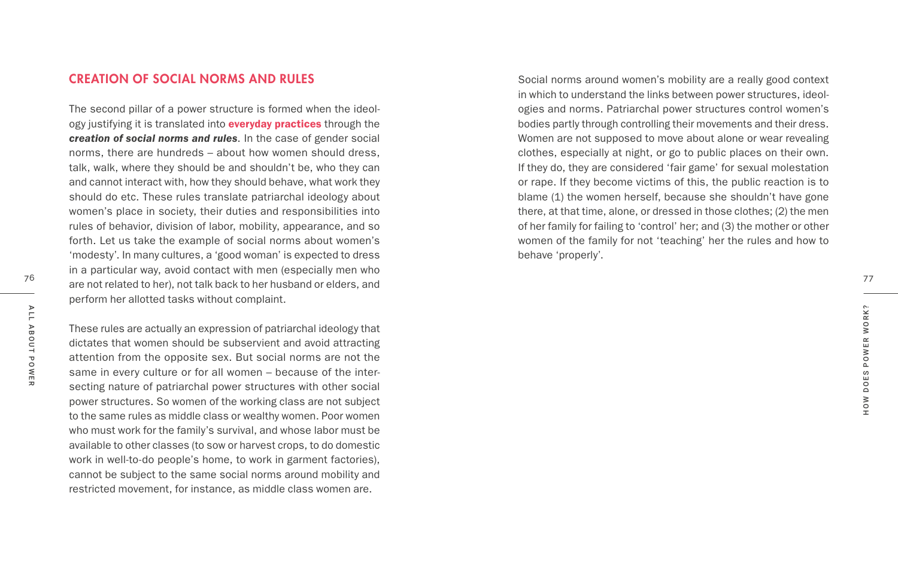## CREATION OF SOCIAL NORMS AND RULES

The second pillar of a power structure is formed when the ideology justifying it is translated into **everyday practices** through the ***creation of social norms and rules***. In the case of gender social norms, there are hundreds – about how women should dress, talk, walk, where they should be and shouldn't be, who they can and cannot interact with, how they should behave, what work they should do etc. These rules translate patriarchal ideology about women's place in society, their duties and responsibilities into rules of behavior, division of labor, mobility, appearance, and so forth. Let us take the example of social norms about women's 'modesty'. In many cultures, a 'good woman' is expected to dress in a particular way, avoid contact with men (especially men who are not related to her), not talk back to her husband or elders, and perform her allotted tasks without complaint.

These rules are actually an expression of patriarchal ideology that dictates that women should be subservient and avoid attracting attention from the opposite sex. But social norms are not the same in every culture or for all women – because of the intersecting nature of patriarchal power structures with other social power structures. So women of the working class are not subject to the same rules as middle class or wealthy women. Poor women who must work for the family's survival, and whose labor must be available to other classes (to sow or harvest crops, to do domestic work in well-to-do people's home, to work in garment factories), cannot be subject to the same social norms around mobility and restricted movement, for instance, as middle class women are.

Social norms around women's mobility are a really good context in which to understand the links between power structures, ideologies and norms. Patriarchal power structures control women's bodies partly through controlling their movements and their dress. Women are not supposed to move about alone or wear revealing clothes, especially at night, or go to public places on their own. If they do, they are considered 'fair game' for sexual molestation or rape. If they become victims of this, the public reaction is to blame (1) the women herself, because she shouldn't have gone there, at that time, alone, or dressed in those clothes; (2) the men of her family for failing to 'control' her; and (3) the mother or other women of the family for not 'teaching' her the rules and how to behave 'properly'.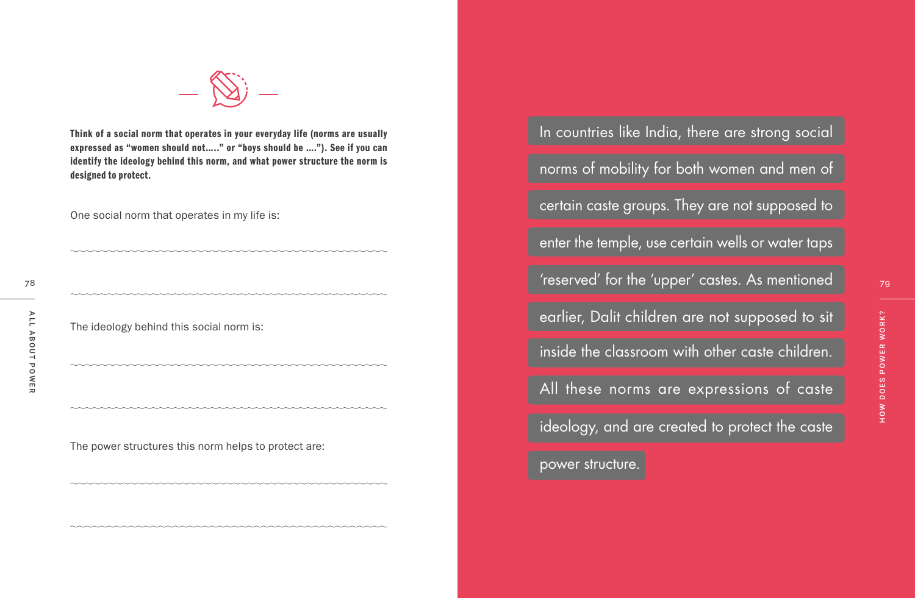**Think of a social norm that operates in your everyday life (norms are usually expressed as "women should not....." or "boys should be ...."). See if you can identify the ideology behind this norm, and what power structure the norm is designed to protect.**

One social norm that operates in my life is:

The ideology behind this social norm is:

The power structures this norm helps to protect are:

In countries like India, there are strong social norms of mobility for both women and men of certain caste groups. They are not supposed to enter the temple, use certain wells or water taps 'reserved' for the 'upper' castes. As mentioned earlier, Dalit children are not supposed to sit inside the classroom with other caste children. All these norms are expressions of caste ideology, and are created to protect the caste power structure.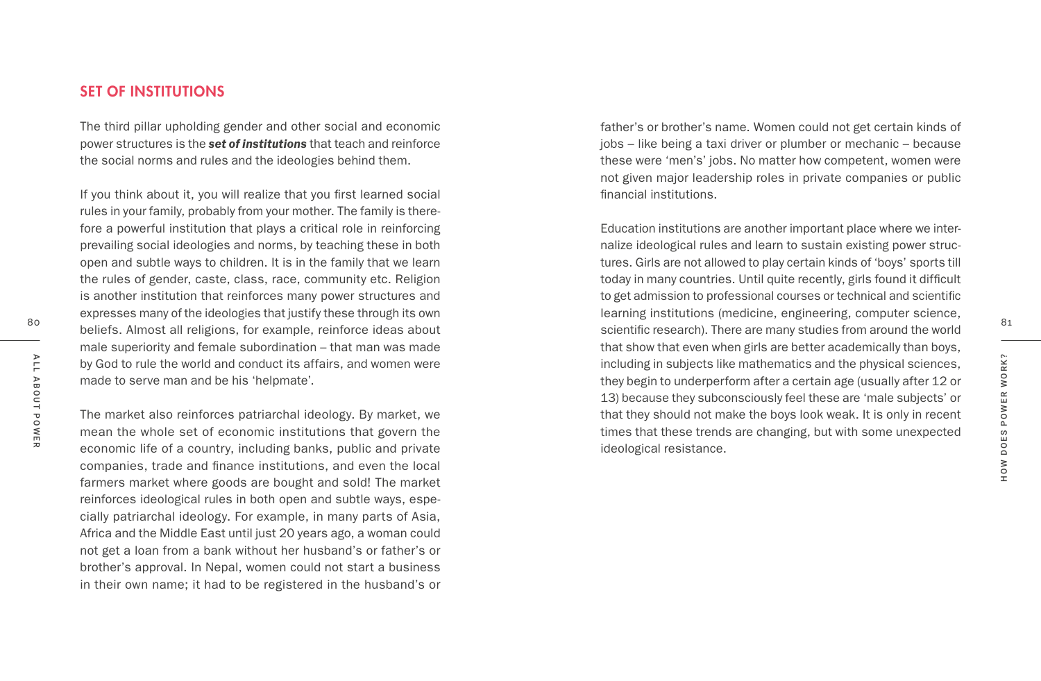## SET OF INSTITUTIONS

The third pillar upholding gender and other social and economic power structures is the ***set of institutions*** that teach and reinforce the social norms and rules and the ideologies behind them.

If you think about it, you will realize that you first learned social rules in your family, probably from your mother. The family is therefore a powerful institution that plays a critical role in reinforcing prevailing social ideologies and norms, by teaching these in both open and subtle ways to children. It is in the family that we learn the rules of gender, caste, class, race, community etc. Religion is another institution that reinforces many power structures and expresses many of the ideologies that justify these through its own beliefs. Almost all religions, for example, reinforce ideas about male superiority and female subordination – that man was made by God to rule the world and conduct its affairs, and women were made to serve man and be his 'helpmate'.

The market also reinforces patriarchal ideology. By market, we mean the whole set of economic institutions that govern the economic life of a country, including banks, public and private companies, trade and finance institutions, and even the local farmers market where goods are bought and sold! The market reinforces ideological rules in both open and subtle ways, especially patriarchal ideology. For example, in many parts of Asia, Africa and the Middle East until just 20 years ago, a woman could not get a loan from a bank without her husband's or father's or brother's approval. In Nepal, women could not start a business in their own name; it had to be registered in the husband's or father's or brother's name. Women could not get certain kinds of jobs – like being a taxi driver or plumber or mechanic – because these were 'men's' jobs. No matter how competent, women were not given major leadership roles in private companies or public financial institutions.

Education institutions are another important place where we internalize ideological rules and learn to sustain existing power structures. Girls are not allowed to play certain kinds of 'boys' sports till today in many countries. Until quite recently, girls found it difficult to get admission to professional courses or technical and scientific learning institutions (medicine, engineering, computer science, scientific research). There are many studies from around the world that show that even when girls are better academically than boys, including in subjects like mathematics and the physical sciences, they begin to underperform after a certain age (usually after 12 or 13) because they subconsciously feel these are 'male subjects' or that they should not make the boys look weak. It is only in recent times that these trends are changing, but with some unexpected ideological resistance.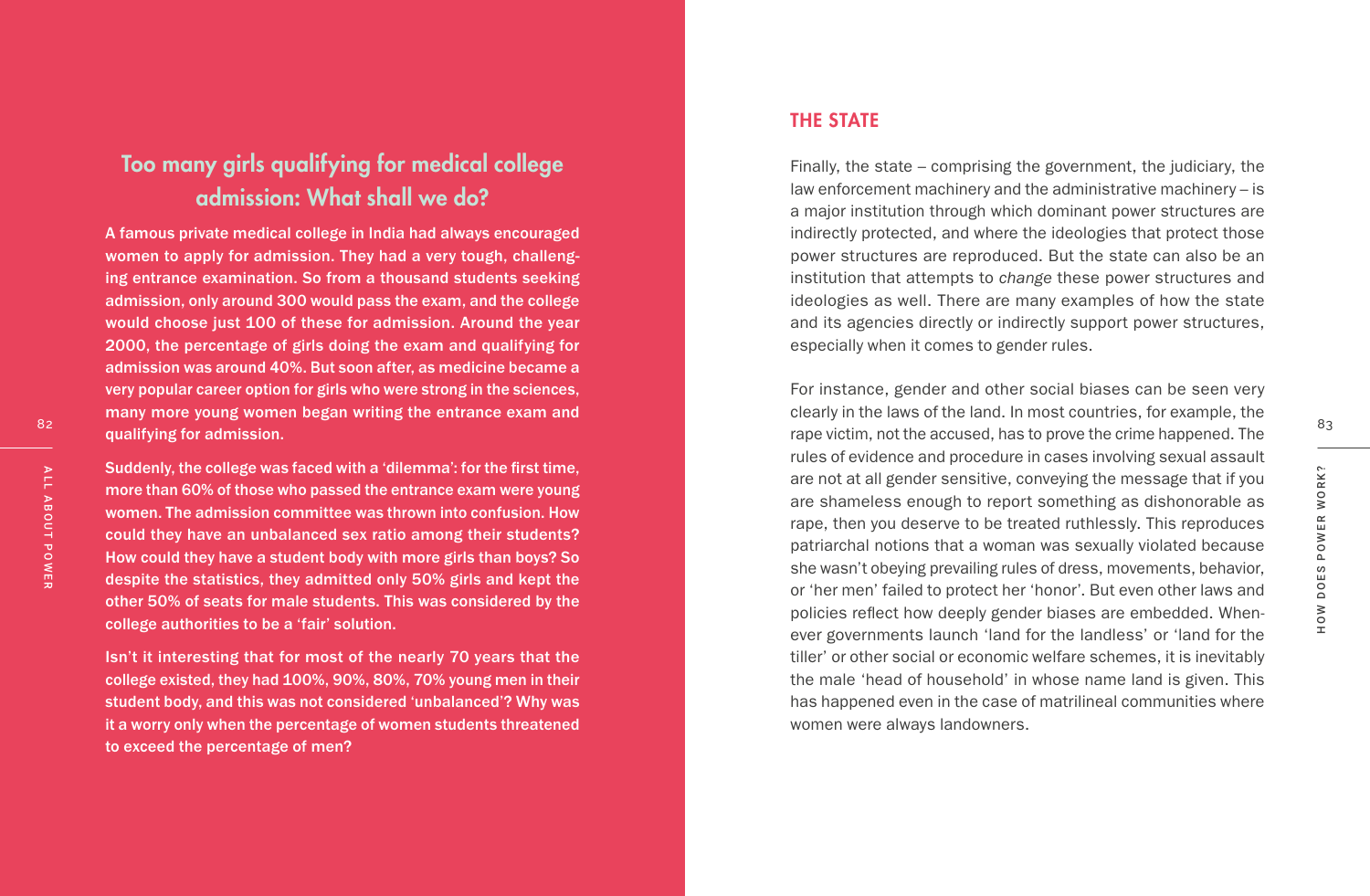## Too many girls qualifying for medical college admission: What shall we do?

**A famous private medical college in India had always encouraged women to apply for admission. They had a very tough, challenging entrance examination. So from a thousand students seeking admission, only around 300 would pass the exam, and the college would choose just 100 of these for admission. Around the year 2000, the percentage of girls doing the exam and qualifying for admission was around 40%. But soon after, as medicine became a very popular career option for girls who were strong in the sciences, many more young women began writing the entrance exam and qualifying for admission.**

**Suddenly, the college was faced with a 'dilemma': for the first time, more than 60% of those who passed the entrance exam were young women. The admission committee was thrown into confusion. How could they have an unbalanced sex ratio among their students? How could they have a student body with more girls than boys? So despite the statistics, they admitted only 50% girls and kept the other 50% of seats for male students. This was considered by the college authorities to be a 'fair' solution.**

**Isn't it interesting that for most of the nearly 70 years that the college existed, they had 100%, 90%, 80%, 70% young men in their student body, and this was not considered 'unbalanced'? Why was it a worry only when the percentage of women students threatened to exceed the percentage of men?**

## THE STATE

Finally, the state – comprising the government, the judiciary, the law enforcement machinery and the administrative machinery – is a major institution through which dominant power structures are indirectly protected, and where the ideologies that protect those power structures are reproduced. But the state can also be an institution that attempts to *change* these power structures and ideologies as well. There are many examples of how the state and its agencies directly or indirectly support power structures, especially when it comes to gender rules.

For instance, gender and other social biases can be seen very clearly in the laws of the land. In most countries, for example, the rape victim, not the accused, has to prove the crime happened. The rules of evidence and procedure in cases involving sexual assault are not at all gender sensitive, conveying the message that if you are shameless enough to report something as dishonorable as rape, then you deserve to be treated ruthlessly. This reproduces patriarchal notions that a woman was sexually violated because she wasn't obeying prevailing rules of dress, movements, behavior, or 'her men' failed to protect her 'honor'. But even other laws and policies reflect how deeply gender biases are embedded. Whenever governments launch 'land for the landless' or 'land for the tiller' or other social or economic welfare schemes, it is inevitably the male 'head of household' in whose name land is given. This has happened even in the case of matrilineal communities where women were always landowners.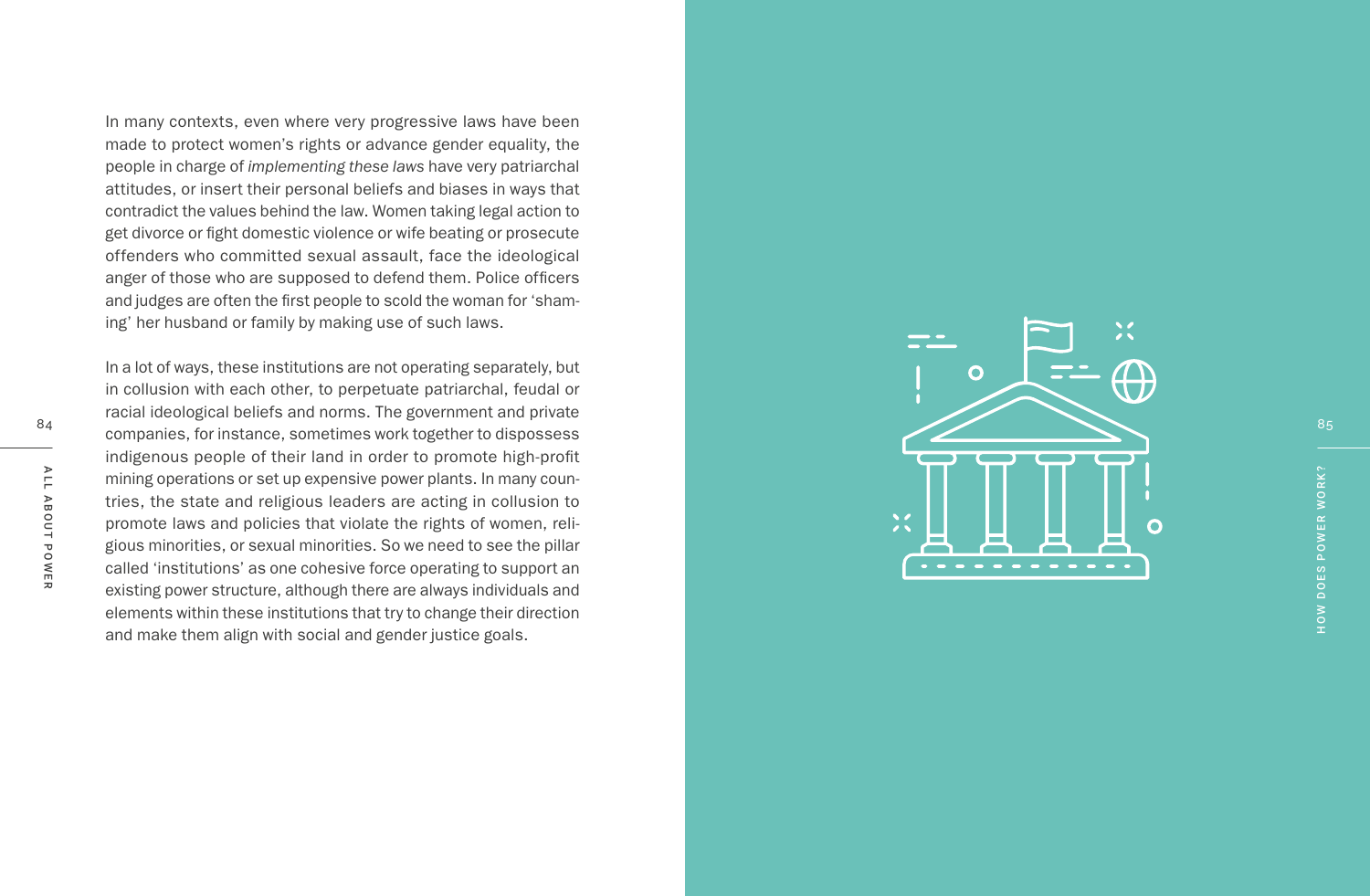In many contexts, even where very progressive laws have been made to protect women's rights or advance gender equality, the people in charge of *implementing these laws* have very patriarchal attitudes, or insert their personal beliefs and biases in ways that contradict the values behind the law. Women taking legal action to get divorce or fight domestic violence or wife beating or prosecute offenders who committed sexual assault, face the ideological anger of those who are supposed to defend them. Police officers and judges are often the first people to scold the woman for 'shaming' her husband or family by making use of such laws.

In a lot of ways, these institutions are not operating separately, but in collusion with each other, to perpetuate patriarchal, feudal or racial ideological beliefs and norms. The government and private companies, for instance, sometimes work together to dispossess indigenous people of their land in order to promote high-profit mining operations or set up expensive power plants. In many countries, the state and religious leaders are acting in collusion to promote laws and policies that violate the rights of women, religious minorities, or sexual minorities. So we need to see the pillar called 'institutions' as one cohesive force operating to support an existing power structure, although there are always individuals and elements within these institutions that try to change their direction and make them align with social and gender justice goals.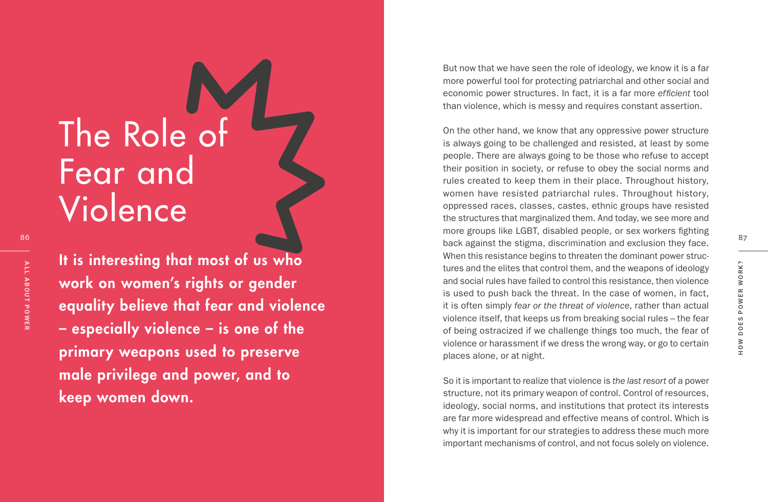# The Role of Fear and Violence

**It is interesting that most of us who work on women's rights or gender equality believe that fear and violence – especially violence – is one of the primary weapons used to preserve male privilege and power, and to keep women down.**

But now that we have seen the role of ideology, we know it is a far more powerful tool for protecting patriarchal and other social and economic power structures. In fact, it is a far more *efficient* tool than violence, which is messy and requires constant assertion.

On the other hand, we know that any oppressive power structure is always going to be challenged and resisted, at least by some people. There are always going to be those who refuse to accept their position in society, or refuse to obey the social norms and rules created to keep them in their place. Throughout history, women have resisted patriarchal rules. Throughout history, oppressed races, classes, castes, ethnic groups have resisted the structures that marginalized them. And today, we see more and more groups like LGBT, disabled people, or sex workers fighting back against the stigma, discrimination and exclusion they face. When this resistance begins to threaten the dominant power structures and the elites that control them, and the weapons of ideology and social rules have failed to control this resistance, then violence is used to push back the threat. In the case of women, in fact, it is often simply *fear or the threat of violence*, rather than actual violence itself, that keeps us from breaking social rules – the fear of being ostracized if we challenge things too much, the fear of violence or harassment if we dress the wrong way, or go to certain places alone, or at night.

So it is important to realize that violence is *the last resort* of a power structure, not its primary weapon of control. Control of resources, ideology, social norms, and institutions that protect its interests are far more widespread and effective means of control. Which is why it is important for our strategies to address these much more important mechanisms of control, and not focus solely on violence.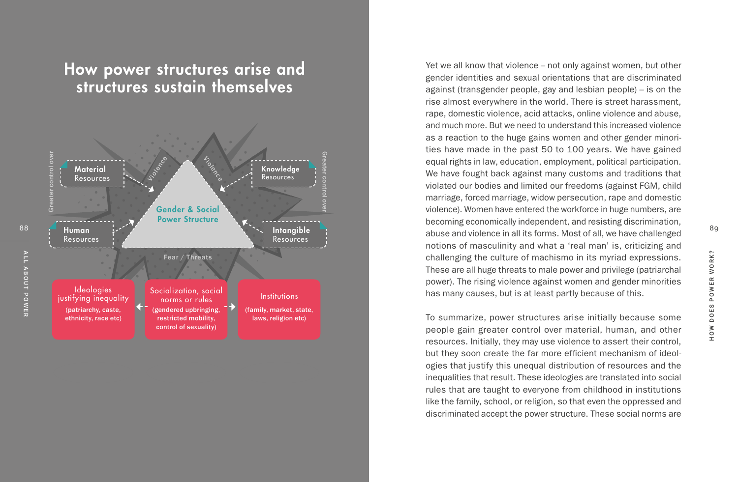# How power structures arise and structures sustain themselves

Greater control over

**Material** Resources

**Knowledge** Resources

**Human** Resources

**Intangible** Resources

Violence

Violence

**Gender & Social Power Structure**

Fear / Threats

Ideologies justifying inequality **(patriarchy, caste, ethnicity, race etc)**

Socialization, social norms or rules **(gendered upbringing, restricted mobility, control of sexuality)**

Institutions **(family, market, state, laws, religion etc)**

Yet we all know that violence – not only against women, but other gender identities and sexual orientations that are discriminated against (transgender people, gay and lesbian people) – is on the rise almost everywhere in the world. There is street harassment, rape, domestic violence, acid attacks, online violence and abuse, and much more. But we need to understand this increased violence as a reaction to the huge gains women and other gender minorities have made in the past 50 to 100 years. We have gained equal rights in law, education, employment, political participation. We have fought back against many customs and traditions that violated our bodies and limited our freedoms (against FGM, child marriage, forced marriage, widow persecution, rape and domestic violence). Women have entered the workforce in huge numbers, are becoming economically independent, and resisting discrimination, abuse and violence in all its forms. Most of all, we have challenged notions of masculinity and what a 'real man' is, criticizing and challenging the culture of machismo in its myriad expressions. These are all huge threats to male power and privilege (patriarchal power). The rising violence against women and gender minorities has many causes, but is at least partly because of this.

To summarize, power structures arise initially because some people gain greater control over material, human, and other resources. Initially, they may use violence to assert their control, but they soon create the far more efficient mechanism of ideologies that justify this unequal distribution of resources and the inequalities that result. These ideologies are translated into social rules that are taught to everyone from childhood in institutions like the family, school, or religion, so that even the oppressed and discriminated accept the power structure. These social norms are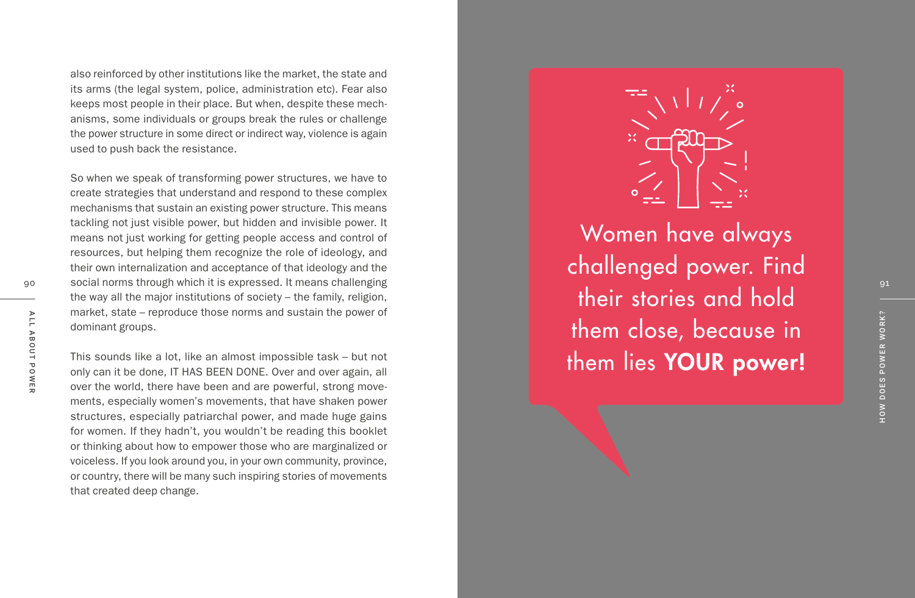also reinforced by other institutions like the market, the state and its arms (the legal system, police, administration etc). Fear also keeps most people in their place. But when, despite these mechanisms, some individuals or groups break the rules or challenge the power structure in some direct or indirect way, violence is again used to push back the resistance.

So when we speak of transforming power structures, we have to create strategies that understand and respond to these complex mechanisms that sustain an existing power structure. This means tackling not just visible power, but hidden and invisible power. It means not just working for getting people access and control of resources, but helping them recognize the role of ideology, and their own internalization and acceptance of that ideology and the social norms through which it is expressed. It means challenging the way all the major institutions of society – the family, religion, market, state – reproduce those norms and sustain the power of dominant groups.

This sounds like a lot, like an almost impossible task – but not only can it be done, IT HAS BEEN DONE. Over and over again, all over the world, there have been and are powerful, strong movements, especially women's movements, that have shaken power structures, especially patriarchal power, and made huge gains for women. If they hadn't, you wouldn't be reading this booklet or thinking about how to empower those who are marginalized or voiceless. If you look around you, in your own community, province, or country, there will be many such inspiring stories of movements that created deep change.

Women have always challenged power. Find their stories and hold them close, because in them lies **YOUR power!**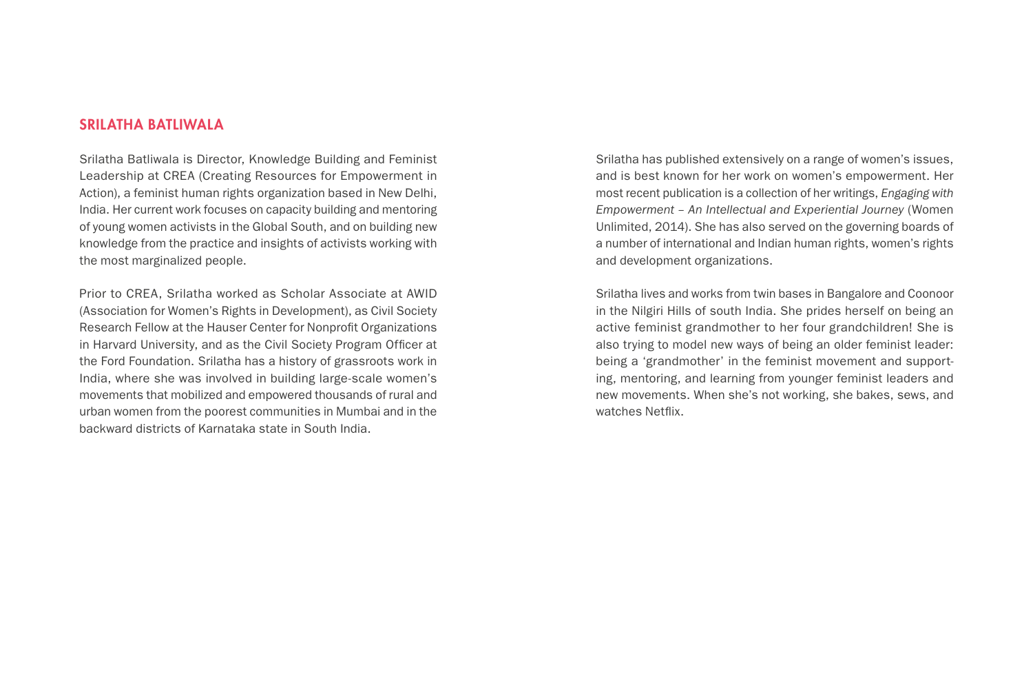## SRILATHA BATLIWALA

Srilatha Batliwala is Director, Knowledge Building and Feminist Leadership at CREA (Creating Resources for Empowerment in Action), a feminist human rights organization based in New Delhi, India. Her current work focuses on capacity building and mentoring of young women activists in the Global South, and on building new knowledge from the practice and insights of activists working with the most marginalized people.

Prior to CREA, Srilatha worked as Scholar Associate at AWID (Association for Women's Rights in Development), as Civil Society Research Fellow at the Hauser Center for Nonprofit Organizations in Harvard University, and as the Civil Society Program Officer at the Ford Foundation. Srilatha has a history of grassroots work in India, where she was involved in building large-scale women's movements that mobilized and empowered thousands of rural and urban women from the poorest communities in Mumbai and in the backward districts of Karnataka state in South India.

Srilatha has published extensively on a range of women's issues, and is best known for her work on women's empowerment. Her most recent publication is a collection of her writings, *Engaging with Empowerment – An Intellectual and Experiential Journey* (Women Unlimited, 2014). She has also served on the governing boards of a number of international and Indian human rights, women's rights and development organizations.

Srilatha lives and works from twin bases in Bangalore and Coonoor in the Nilgiri Hills of south India. She prides herself on being an active feminist grandmother to her four grandchildren! She is also trying to model new ways of being an older feminist leader: being a 'grandmother' in the feminist movement and supporting, mentoring, and learning from younger feminist leaders and new movements. When she's not working, she bakes, sews, and watches Netflix.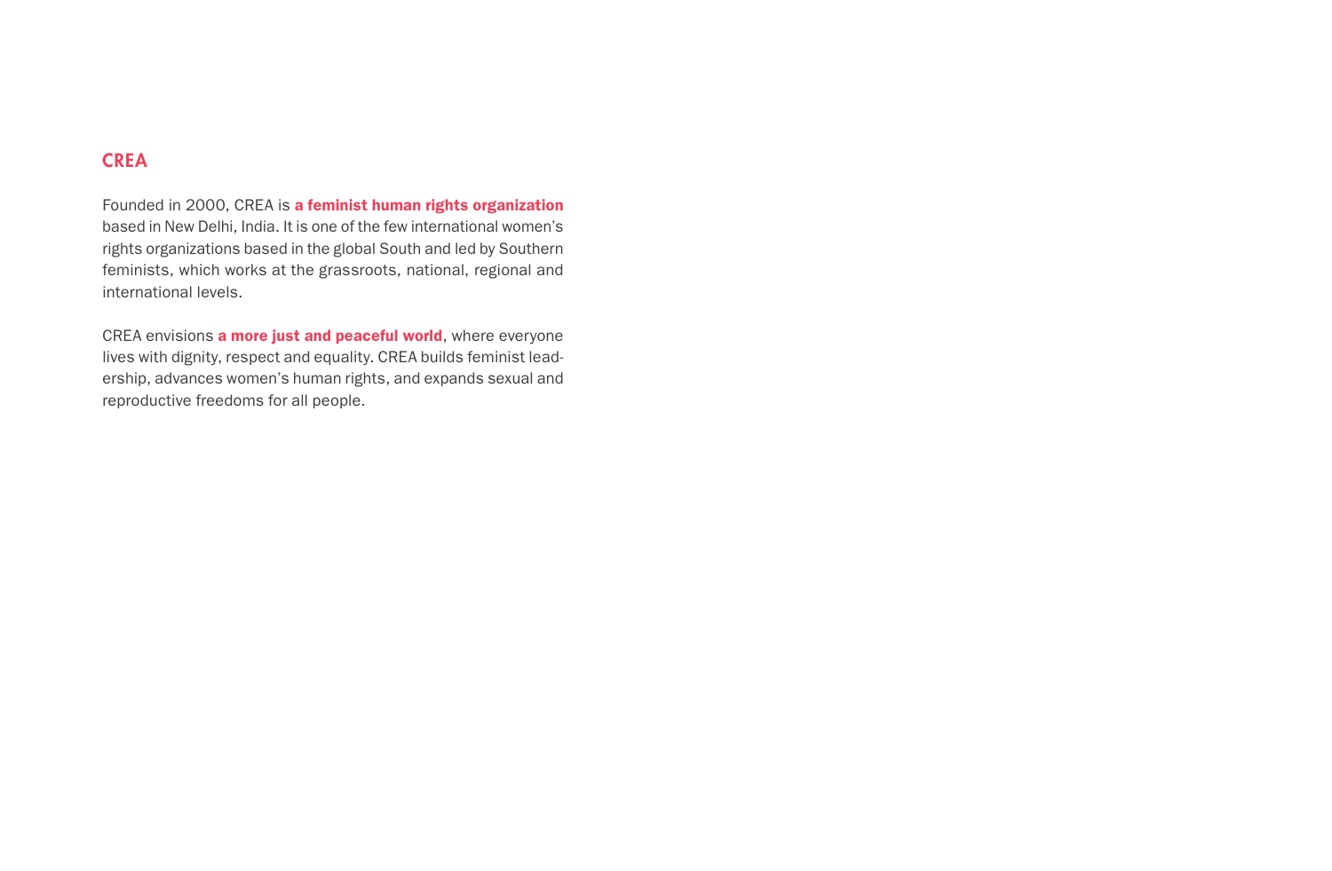## CREA

Founded in 2000, CREA is **a feminist human rights organization** based in New Delhi, India. It is one of the few international women's rights organizations based in the global South and led by Southern feminists, which works at the grassroots, national, regional and international levels.

CREA envisions **a more just and peaceful world**, where everyone lives with dignity, respect and equality. CREA builds feminist leadership, advances women's human rights, and expands sexual and reproductive freedoms for all people.